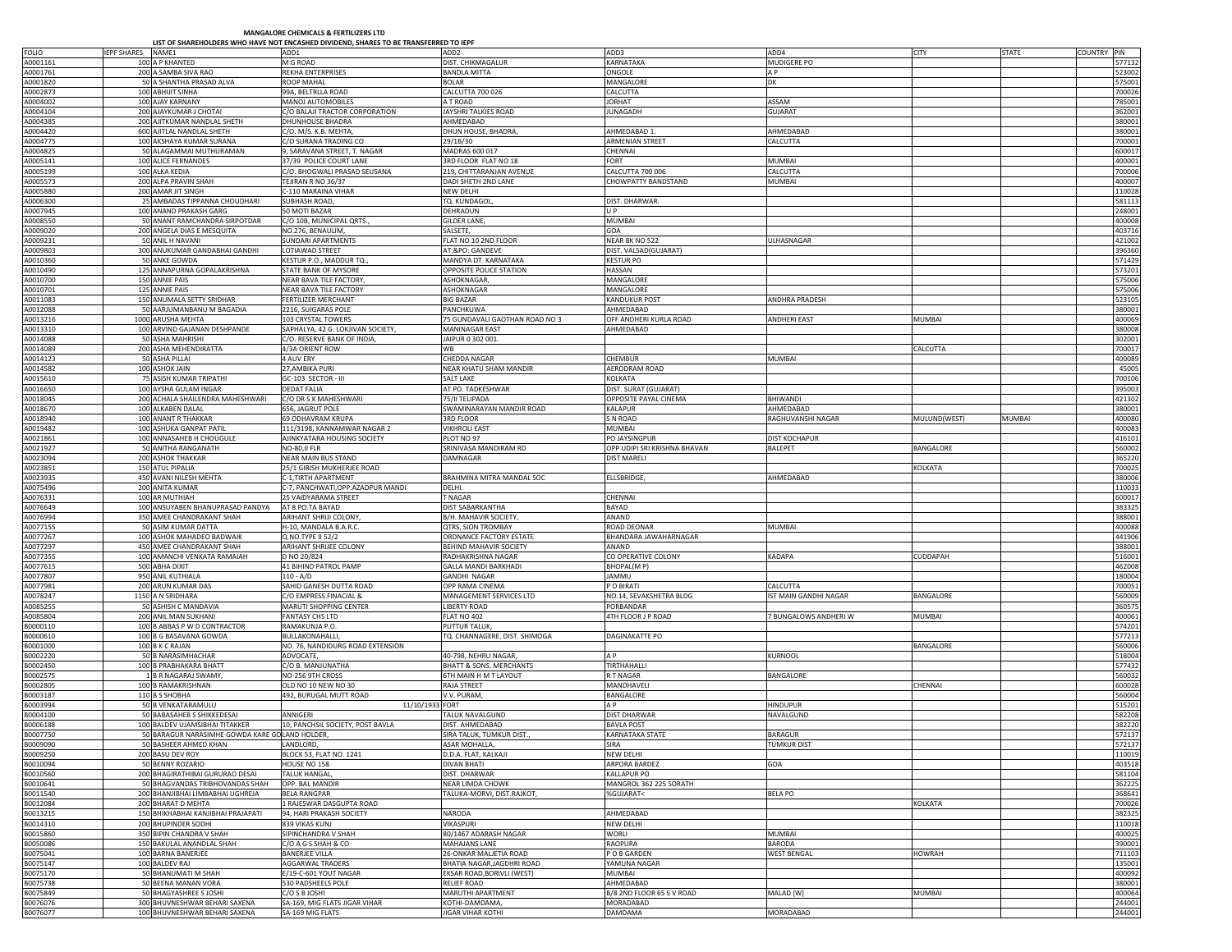**MANGALORE CHEMICALS & FERTILIZERS LTD**

**LIST OF SHAREHOLDERS WHO HAVE NOT ENCASHED DIVIDEND, SHARES TO BE TRANSFERRED TO IEPF**

| FOLIO | IEPF SHARES | NAME1 | ADD1 | ADD2 | ADD3 | ADD4 | CITY | STATE | COUNTRY | PIN |
|---|---|---|---|---|---|---|---|---|---|---|
| A0001161 | 100 | A P KHANTED | M G ROAD | DIST. CHIKMAGALUR | KARNATAKA | MUDIGERE PO | | | | 577132 |
| A0001761 | 200 | A SAMBA SIVA RAO | REKHA ENTERPRISES | BANDLA MITTA | ONGOLE | A P | | | | 523002 |
| A0001820 | 50 | A SHANTHA PRASAD ALVA | ROOP MAHAL | BOLAR | MANGALORE | DK | | | | 575001 |
| A0002873 | 100 | ABHIJIT SINHA | 99A, BELTRLLA ROAD | CALCUTTA 700 026 | CALCUTTA | | | | | 700026 |
| A0004002 | 100 | AJAY KARNANY | MANOJ AUTOMOBILES | A T ROAD | JORHAT | ASSAM | | | | 785001 |
| A0004104 | 200 | AJAYKUMAR J CHOTAI | C/O BALAJI TRACTOR CORPORATION | JAYSHRI TALKIES ROAD | JUNAGADH | GUJARAT | | | | 362001 |
| A0004385 | 200 | AJITKUMAR NANDLAL SHETH | DHUNHOUSE BHADRA | AHMEDABAD | | | | | | 380001 |
| A0004420 | 600 | AJITLAL NANDLAL SHETH | C/O. M/S. K.B. MEHTA, | DHUN HOUSE, BHADRA, | AHMEDABAD 1. | AHMEDABAD | | | | 380001 |
| A0004775 | 100 | AKSHAYA KUMAR SURANA | C/O SURANA TRADING CO | 29/1B/30 | ARMENIAN STREET | CALCUTTA | | | | 700001 |
| A0004825 | 50 | ALAGAMMAI MUTHURAMAN | 9, SARAVANA STREET, T. NAGAR | MADRAS 600 017 | CHENNAI | | | | | 600017 |
| A0005141 | 100 | ALICE FERNANDES | 37/39 POLICE COURT LANE | 3RD FLOOR FLAT NO 18 | FORT | MUMBAI | | | | 400001 |
| A0005199 | 100 | ALKA KEDIA | C/O. BHOGWALI PRASAD SEUSANA | 219, CHITTARANJAN AVENUE | CALCUTTA 700 006 | CALCUTTA | | | | 700006 |
| A0005573 | 200 | ALPA PRAVIN SHAH | TEJIRAN R NO 36/37 | DADI SHETH 2ND LANE | CHOWPATTY BANDSTAND | MUMBAI | | | | 400007 |
| A0005880 | 200 | AMAR JIT SINGH | C-110 MARAINA VIHAR | NEW DELHI | | | | | | 110028 |
| A0006300 | 25 | AMBADAS TIPPANNA CHOUDHARI | SUBHASH ROAD, | TQ. KUNDAGOL, | DIST. DHARWAR. | | | | | 581113 |
| A0007945 | 100 | ANAND PRAKASH GARG | 50 MOTI BAZAR | DEHRADUN | U P | | | | | 248001 |
| A0008550 | 50 | ANANT RAMCHANDRA SIRPOTDAR | C/O 10B, MUNICIPAL QRTS., | GILDER LANE, | MUMBAI | | | | | 400008 |
| A0009020 | 200 | ANGELA DIAS E MESQUITA | NO.276, BENAULIM, | SALSETE, | GOA | | | | | 403716 |
| A0009231 | 50 | ANIL H NAVANI | SUNDARI APARTMENTS | FLAT NO 10 2ND FLOOR | NEAR BK NO 522 | ULHASNAGAR | | | | 421002 |
| A0009803 | 300 | ANUKUMAR GANDABHAI GANDHI | LOTIAWAD STREET | AT:&PO: GANDEVE | DIST. VALSAD(GUJARAT) | | | | | 396360 |
| A0010360 | 50 | ANKE GOWDA | KESTUR P.O., MADDUR TQ., | MANDYA DT. KARNATAKA | KESTUR PO | | | | | 571429 |
| A0010490 | 125 | ANNAPURNA GOPALAKRISHNA | STATE BANK OF MYSORE | OPPOSITE POLICE STATION | HASSAN | | | | | 573201 |
| A0010700 | 150 | ANNIE PAIS | NEAR BAVA TILE FACTORY, | ASHOKNAGAR, | MANGALORE | | | | | 575006 |
| A0010701 | 125 | ANNIE PAIS | NEAR BAVA TILE FACTORY | ASHOKNAGAR | MANGALORE | | | | | 575006 |
| A0011083 | 150 | ANUMALA SETTY SRIDHAR | FERTILIZER MERCHANT | BIG BAZAR | KANDUKUR POST | ANDHRA PRADESH | | | | 523105 |
| A0012088 | 50 | AARJUMANBANU M BAGADIA | 2216, SUIGARAS POLE | PANCHKUWA | AHMEDABAD | | | | | 380001 |
| A0013216 | 1000 | ARUSHA MEHTA | 103 CRYSTAL TOWERS | 75 GUNDAVALI GAOTHAN ROAD NO 3 | OFF ANDHERI KURLA ROAD | ANDHERI EAST | MUMBAI | | | 400069 |
| A0013310 | 100 | ARVIND GAJANAN DESHPANDE | SAPHALYA, 42 G. LOKJIVAN SOCIETY, | MANINAGAR EAST | AHMEDABAD | | | | | 380008 |
| A0014088 | 50 | ASHA MAHRISHI | C/O. RESERVE BANK OF INDIA, | JAIPUR 0 302 001. | | | | | | 302001 |
| A0014089 | 200 | ASHA MEHENDIRATTA | 4/3A ORIENT ROW | WB | | | CALCUTTA | | | 700017 |
| A0014123 | 50 | ASHA PILLAI | 4 AUV ERY | CHEDDA NAGAR | CHEMBUR | MUMBAI | | | | 400089 |
| A0014582 | 100 | ASHOK JAIN | 27,AMBIKA PURI | NEAR KHATU SHAM MANDIR | AERODRAM ROAD | | | | | 45005 |
| A0015610 | 75 | ASISH KUMAR TRIPATHI | GC-103 SECTOR - III | SALT LAKE | KOLKATA | | | | | 700106 |
| A0016650 | 100 | AYSHA GULAM INGAR | DEDAT FALIA | AT PO. TADKESHWAR | DIST. SURAT (GUJARAT) | | | | | 395003 |
| A0018045 | 200 | ACHALA SHAILENDRA MAHESHWARI | C/O DR S K MAHESHWARI | 75/II TELIPADA | OPPOSITE PAYAL CINEMA | BHIWANDI | | | | 421302 |
| A0018670 | 100 | ALKABEN DALAL | 656, JAGRUT POLE | SWAMINARAYAN MANDIR ROAD | KALAPUR | AHMEDABAD | | | | 380001 |
| A0018940 | 100 | ANANT R THAKKAR | 69 ODHAVRAM KRUPA | 3RD FLOOR | S N ROAD | RAGHUVANSHI NAGAR | MULUND(WEST) | MUMBAI | | 400080 |
| A0019482 | 100 | ASHUKA GANPAT PATIL | 111/3198, KANNAMWAR NAGAR 2 | VIKHROLI EAST | MUMBAI | | | | | 400083 |
| A0021861 | 100 | ANNASAHEB H CHOUGULE | AJINKYATARA HOUSING SOCIETY | PLOT NO 97 | PO JAYSINGPUR | DIST KOCHAPUR | | | | 416101 |
| A0021927 | 50 | ANITHA RANGANATH | NO-80,II FLR | SRINIVASA MANDIRAM RD | OPP UDIPI SRI KRISHNA BHAVAN | BALEPET | BANGALORE | | | 560002 |
| A0023094 | 200 | ASHOK THAKKAR | NEAR MAIN BUS STAND | DAMNAGAR | DIST MARELI | | | | | 365220 |
| A0023851 | 150 | ATUL PIPALIA | 25/1 GIRISH MUKHERJEE ROAD | | | | KOLKATA | | | 700025 |
| A0023935 | 450 | AVANI NILESH MEHTA | C-1,TIRTH APARTMENT | BRAHMINA MITRA MANDAL SOC | ELLSBRIDGE, | AHMEDABAD | | | | 380006 |
| A0075496 | 200 | ANITA KUMAR | C-7, PANCHWATI,OPP.AZADPUR MANDI | DELHI. | | | | | | 110033 |
| A0076331 | 100 | AR MUTHIAH | 25 VAIDYARAMA STREET | T NAGAR | CHENNAI | | | | | 600017 |
| A0076649 | 100 | ANSUYABEN BHANUPRASAD PANDYA | AT 8 PO.TA BAYAD | DIST SABARKANTHA | BAYAD | | | | | 383325 |
| A0076994 | 350 | AMEE CHANDRAKANT SHAH | ARIHANT SHRIJI COLONY, | B/H. MAHAVIR SOCIETY, | ANAND | | | | | 388001 |
| A0077155 | 50 | ASIM KUMAR DATTA | H-10, MANDALA B.A.R.C. | QTRS, SION TROMBAY | ROAD DEONAR | MUMBAI | | | | 400088 |
| A0077267 | 100 | ASHOK MAHADEO BADWAIK | Q.NO.TYPE II 52/2 | ORDNANCE FACTORY ESTATE | BHANDARA JAWAHARNAGAR | | | | | 441906 |
| A0077297 | 450 | AMEE CHANDRAKANT SHAH | ARIHANT SHRIJEE COLONY | BEHIND MAHAVIR SOCIETY | ANAND | | | | | 388001 |
| A0077355 | 100 | AMANCHI VENKATA RAMAIAH | D NO 20/824 | RADHAKRISHNA NAGAR | CO OPERATIVE COLONY | KADAPA | CUDDAPAH | | | 516001 |
| A0077615 | 500 | ABHA DIXIT | 41 BIHIND PATROL PAMP | GALLA MANDI BARKHADI | BHOPAL(M P) | | | | | 462008 |
| A0077807 | 950 | ANIL KUTHIALA | 110 - A/D | GANDHI NAGAR | JAMMU | | | | | 180004 |
| A0077981 | 200 | ARUN KUMAR DAS | SAHID GANESH DUTTA ROAD | OPP RAMA CINEMA | P O BIRATI | CALCUTTA | | | | 700051 |
| A0078247 | 1150 | A N SRIDHARA | C/O EMPRESS FINACIAL & | MANAGEMENT SERVICES LTD | NO.14, SEVAKSHETRA BLDG | IST MAIN GANDHI NAGAR | BANGALORE | | | 560009 |
| A0085255 | 50 | ASHISH C MANDAVIA | MARUTI SHOPPING CENTER | LIBERTY ROAD | PORBANDAR | | | | | 360575 |
| A0085804 | 200 | ANIL MAN SUKHANI | FANTASY CHS LTD | FLAT NO 402 | 4TH FLOOR J P ROAD | 7 BUNGALOWS ANDHERI W | MUMBAI | | | 400061 |
| B0000110 | 100 | B ABBAS P W D CONTRACTOR | RAMAKUNJA P.O. | PUTTUR TALUK, | | | | | | 574201 |
| B0000610 | 100 | B G BASAVANA GOWDA | BULLAKONAHALLI, | TQ. CHANNAGERE. DIST. SHIMOGA | DAGINAKATTE PO | | | | | 577213 |
| B0001000 | 100 | B K C RAJAN | NO. 76, NANDIDURG ROAD EXTENSION | | | | BANGALORE | | | 560006 |
| B0002220 | 50 | B NARASIMHACHAR | ADVOCATE, | 40-798, NEHRU NAGAR, | A P | KURNOOL | | | | 518004 |
| B0002450 | 100 | B PRABHAKARA BHATT | C/O B. MANJUNATHA | BHATT & SONS. MERCHANTS | TIRTHAHALLI | | | | | 577432 |
| B0002575 | 1 | B R NAGARAJ SWAMY, | NO-256 9TH CROSS | 6TH MAIN H M T LAYOUT | R T NAGAR | BANGALORE | | | | 560032 |
| B0002805 | 100 | B RAMAKRISHNAN | OLD NO 10 NEW NO 30 | RAJA STREET | MANDHAVELI | | CHENNAI | | | 600028 |
| B0003187 | 110 | B S SHOBHA | 492, BURUGAL MUTT ROAD | V.V. PURAM, | BANGALORE | | | | | 560004 |
| B0003994 | 50 | B VENKATARAMULU | 11/10/1933 | FORT | A P | HINDUPUR | | | | 515201 |
| B0004100 | 50 | BABASAHEB S SHIKKEDESAI | ANNIGERI | TALUK NAVALGUND | DIST DHARWAR | NAVALGUND | | | | 582208 |
| B0006188 | 100 | BALDEV UJAMSIBHAI TITAKKER | 10, PANCHSIL SOCIETY, POST BAVLA | DIST. AHMEDABAD | BAVLA POST | | | | | 382220 |
| B0007750 | 50 | BARAGUR NARASIMHE GOWDA KARE GO | LAND HOLDER, | SIRA TALUK, TUMKUR DIST., | KARNATAKA STATE | BARAGUR | | | | 572137 |
| B0009090 | 50 | BASHEER AHMED KHAN | LANDLORD, | ASAR MOHALLA, | SIRA | TUMKUR DIST | | | | 572137 |
| B0009250 | 200 | BASU DEV ROY | BLOCK 53, FLAT NO. 1241 | D.D.A. FLAT, KALKAJI | NEW DELHI | | | | | 110019 |
| B0010094 | 50 | BENNY ROZARIO | HOUSE NO 158 | DIVAN BHATI | ARPORA BARDEZ | GOA | | | | 403518 |
| B0010560 | 200 | BHAGIRATHIBAI GURURAO DESAI | TALUK HANGAL, | DIST. DHARWAR | KALLAPUR PO | | | | | 581104 |
| B0010641 | 50 | BHAGVANDAS TRIBHOVANDAS SHAH | OPP. BAL MANDIR | NEAR LIMDA CHOWK | MANGROL 362 225 SORATH | | | | | 362225 |
| B0011540 | 200 | BHANJIBHAI LIMBABHAI UGHREJA | BELA RANGPAR | TALUKA-MORVI, DIST.RAJKOT, | %GUJARAT< | BELA PO | | | | 368641 |
| B0012084 | 200 | BHARAT D MEHTA | 1 RAJESWAR DASGUPTA ROAD | | | | KOLKATA | | | 700026 |
| B0013215 | 150 | BHIKHABHAI KANJIBHAI PRAJAPATI | 94, HARI PRAKASH SOCIETY | NARODA | AHMEDABAD | | | | | 382325 |
| B0014310 | 200 | BHUPINDER SODHI | 839 VIKAS KUNJ | VIKASPURI | NEW DELHI | | | | | 110018 |
| B0015860 | 350 | BIPIN CHANDRA V SHAH | SIPINCHANDRA V SHAH | 80/1467 ADARASH NAGAR | WORLI | MUMBAI | | | | 400025 |
| B0050086 | 150 | BAKULAL ANANDLAL SHAH | C/O A G S SHAH & CO | MAHAJANS LANE | RAOPURA | BARODA | | | | 390001 |
| B0075041 | 100 | BARNA BANERJEE | BANERJEE VILLA | 26-ONKAR MALJETIA ROAD | P O B GARDEN | WEST BENGAL | HOWRAH | | | 711103 |
| B0075147 | 100 | BALDEV RAJ | AGGARWAL TRADERS | BHATIA NAGAR,JAGDHRI ROAD | YAMUNA NAGAR | | | | | 135001 |
| B0075170 | 50 | BHANUMATI M SHAH | E/19-C-601 YOUT NAGAR | EKSAR ROAD,BORIVLI (WEST) | MUMBAI | | | | | 400092 |
| B0075738 | 50 | BEENA MANAN VORA | 530 PADSHEELS POLE | RELIEF ROAD | AHMEDABAD | | | | | 380001 |
| B0075849 | 50 | BHAGYASHREE S JOSHI | C/O S B JOSHI | MARUTHI APARTMENT | B/8 2ND FLOOR 65 S V ROAD | MALAD [W] | MUMBAI | | | 400064 |
| B0076076 | 300 | BHUVNESHWAR BEHARI SAXENA | SA-169, MIG FLATS JIGAR VIHAR | KOTHI-DAMDAMA, | MORADABAD | | | | | 244001 |
| B0076077 | 100 | BHUVNESHWAR BEHARI SAXENA | SA-169 MIG FLATS | JIGAR VIHAR KOTHI | DAMDAMA | MORADABAD | | | | 244001 |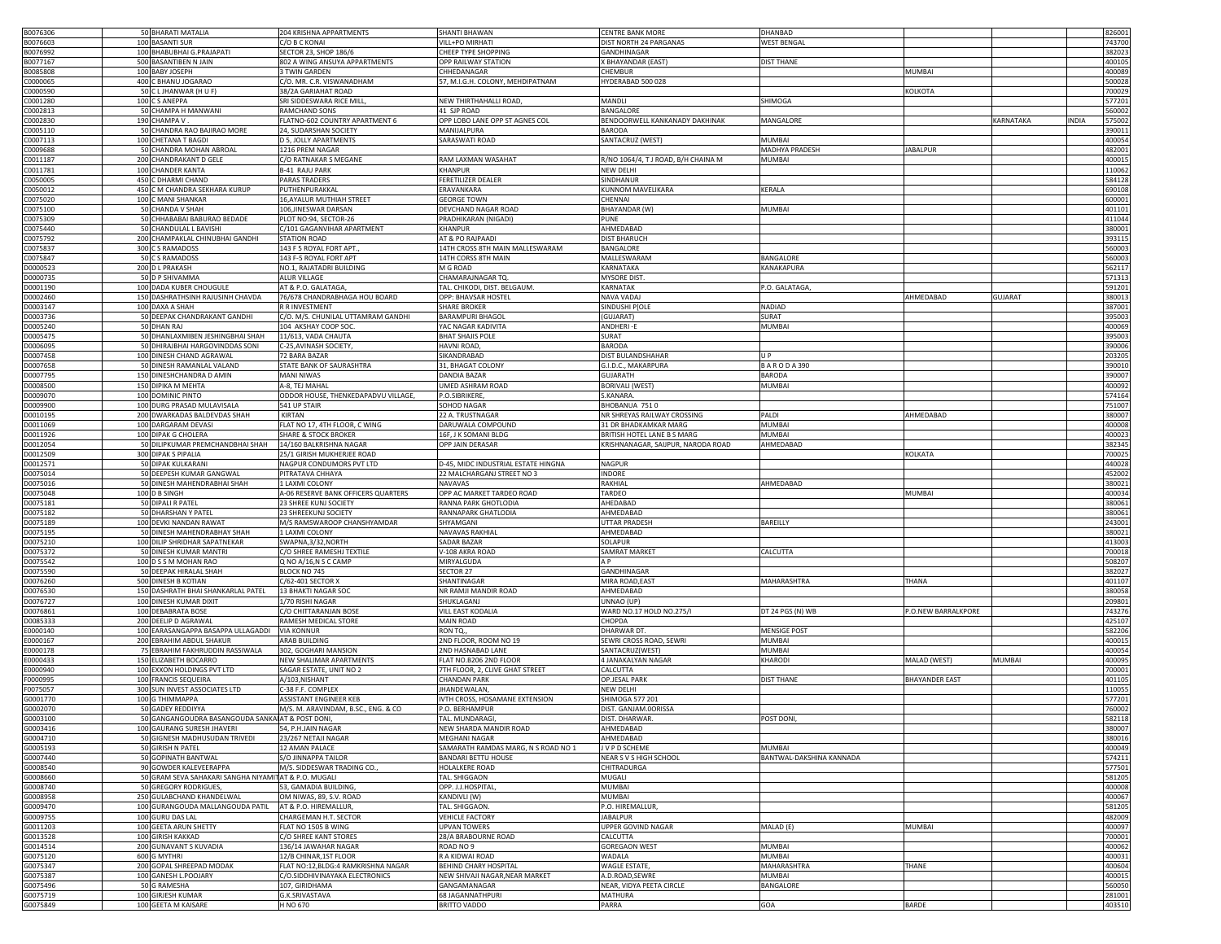| | | | | | | | | | | |
|---|---|---|---|---|---|---|---|---|---|---|
| B0076306 | 50 | BHARATI MATALIA | 204 KRISHNA APPARTMENTS | SHANTI BHAWAN | CENTRE BANK MORE | DHANBAD | | | | 826001 |
| B0076603 | 100 | BASANTI SUR | C/O B C KONAI | VILL+PO MIRHATI | DIST NORTH 24 PARGANAS | WEST BENGAL | | | | 743700 |
| B0076992 | 100 | BHABUBHAI G.PRAJAPATI | SECTOR 23, SHOP 186/6 | CHEEP TYPE SHOPPING | GANDHINAGAR | | | | | 382023 |
| B0077167 | 500 | BASANTIBEN N JAIN | 802 A WING ANSUYA APPARTMENTS | OPP RAILWAY STATION | X BHAYANDAR (EAST) | DIST THANE | | | | 400105 |
| B0085808 | 100 | BABY JOSEPH | 3 TWIN GARDEN | CHHEDANAGAR | CHEMBUR | | MUMBAI | | | 400089 |
| C0000065 | 400 | C BHANU JOGARAO | C/O. MR. C.R. VISWANADHAM | 57, M.I.G.H. COLONY, MEHDIPATNAM | HYDERABAD 500 028 | | | | | 500028 |
| C0000590 | 50 | C L JHANWAR (H U F) | 38/2A GARIAHAT ROAD | | | | KOLKOTA | | | 700029 |
| C0001280 | 100 | C S ANEPPA | SRI SIDDESWARA RICE MILL, | NEW THIRTHAHALLI ROAD, | MANDLI | SHIMOGA | | | | 577201 |
| C0002813 | 50 | CHAMPA H MANWANI | RAMCHAND SONS | 41 SJP ROAD | BANGALORE | | | | | 560002 |
| C0002830 | 190 | CHAMPA V . | FLATNO-602 COUNTRY APARTMENT 6 | OPP LOBO LANE OPP ST AGNES COL | BENDOORWELL KANKANADY DAKHINAK | MANGALORE | | KARNATAKA | INDIA | 575002 |
| C0005110 | 50 | CHANDRA RAO BAJIRAO MORE | 24, SUDARSHAN SOCIETY | MANIJALPURA | BARODA | | | | | 390011 |
| C0007113 | 100 | CHETANA T BAGDI | D 5, JOLLY APARTMENTS | SARASWATI ROAD | SANTACRUZ (WEST) | MUMBAI | | | | 400054 |
| C0009688 | 50 | CHANDRA MOHAN ABROAL | 1216 PREM NAGAR | | | MADHYA PRADESH | JABALPUR | | | 482001 |
| C0011187 | 200 | CHANDRAKANT D GELE | C/O RATNAKAR S MEGANE | RAM LAXMAN WASAHAT | R/NO 1064/4, T J ROAD, B/H CHAINA M | MUMBAI | | | | 400015 |
| C0011781 | 100 | CHANDER KANTA | B-41 RAJU PARK | KHANPUR | NEW DELHI | | | | | 110062 |
| C0050005 | 450 | C DHARMI CHAND | PARAS TRADERS | FERETILIZER DEALER | SINDHANUR | | | | | 584128 |
| C0050012 | 450 | C M CHANDRA SEKHARA KURUP | PUTHENPURAKKAL | ERAVANKARA | KUNNOM MAVELIKARA | KERALA | | | | 690108 |
| C0075020 | 100 | C MANI SHANKAR | 16,AYALUR MUTHIAH STREET | GEORGE TOWN | CHENNAI | | | | | 600001 |
| C0075100 | 50 | CHANDA V SHAH | 106,JINESWAR DARSAN | DEVCHAND NAGAR ROAD | BHAYANDAR (W) | MUMBAI | | | | 401101 |
| C0075309 | 50 | CHHABABAI BABURAO BEDADE | PLOT NO:94, SECTOR-26 | PRADHIKARAN (NIGADI) | PUNE | | | | | 411044 |
| C0075440 | 50 | CHANDULAL L BAVISHI | C/101 GAGANVIHAR APARTMENT | KHANPUR | AHMEDABAD | | | | | 380001 |
| C0075792 | 200 | CHAMPAKLAL CHINUBHAI GANDHI | STATION ROAD | AT & PO RAJPAADI | DIST BHARUCH | | | | | 393115 |
| C0075837 | 300 | C S RAMADOSS | 143 F 5 ROYAL FORT APT., | 14TH CROSS 8TH MAIN MALLESWARAM | BANGALORE | | | | | 560003 |
| C0075847 | 50 | C S RAMADOSS | 143 F-5 ROYAL FORT APT | 14TH CORSS 8TH MAIN | MALLESWARAM | BANGALORE | | | | 560003 |
| D0000523 | 200 | D L PRAKASH | NO.1, RAJATADRI BUILDING | M G ROAD | KARNATAKA | KANAKAPURA | | | | 562117 |
| D0000735 | 50 | D P SHIVAMMA | ALUR VILLAGE | CHAMARAJNAGAR TQ. | MYSORE DIST. | | | | | 571313 |
| D0001190 | 100 | DADA KUBER CHOUGULE | AT & P.O. GALATAGA, | TAL. CHIKODI, DIST. BELGAUM. | KARNATAK | P.O. GALATAGA, | | | | 591201 |
| D0002460 | 150 | DASHRATHSINH RAJUSINH CHAVDA | 76/678 CHANDRABHAGA HOU BOARD | OPP: BHAVSAR HOSTEL | NAVA VADAJ | | AHMEDABAD | GUJARAT | | 380013 |
| D0003147 | 100 | DAXA A SHAH | R R INVESTMENT | SHARE BROKER | SINDUSHI POLE | NADIAD | | | | 387001 |
| D0003736 | 50 | DEEPAK CHANDRAKANT GANDHI | C/O. M/S. CHUNILAL UTTAMRAM GANDHI | BARAMPURI BHAGOL | (GUJARAT) | SURAT | | | | 395003 |
| D0005240 | 50 | DHAN RAJ | 104 AKSHAY COOP SOC. | YAC NAGAR KADIVITA | ANDHERI -E | MUMBAI | | | | 400069 |
| D0005475 | 50 | DHANLAXMIBEN JESHINGBHAI SHAH | 11/613, VADA CHAUTA | BHAT SHAJIS POLE | SURAT | | | | | 395003 |
| D0006095 | 50 | DHIRAJBHAI HARGOVINDDAS SONI | C-25,AVINASH SOCIETY, | HAVNI ROAD, | BARODA | | | | | 390006 |
| D0007458 | 100 | DINESH CHAND AGRAWAL | 72 BARA BAZAR | SIKANDRABAD | DIST BULANDSHAHAR | U P | | | | 203205 |
| D0007658 | 50 | DINESH RAMANLAL VALAND | STATE BANK OF SAURASHTRA | 31, BHAGAT COLONY | G.I.D.C., MAKARPURA | B A R O D A 390 | | | | 390010 |
| D0007795 | 150 | DINESHCHANDRA D AMIN | MANI NIWAS | DANDIA BAZAR | GUJARATH | BARODA | | | | 390007 |
| D0008500 | 150 | DIPIKA M MEHTA | A-8, TEJ MAHAL | UMED ASHRAM ROAD | BORIVALI (WEST) | MUMBAI | | | | 400092 |
| D0009070 | 100 | DOMINIC PINTO | ODDOR HOUSE, THENKEDAPADVU VILLAGE, | P.O.SIBRIKERE, | S.KANARA. | | | | | 574164 |
| D0009900 | 100 | DURG PRASAD MULAVISALA | 541 UP STAIR | SOHOD NAGAR | BHOBANUA 751 0 | | | | | 751007 |
| D0010195 | 200 | DWARKADAS BALDEVDAS SHAH | KIRTAN | 22 A. TRUSTNAGAR | NR SHREYAS RAILWAY CROSSING | PALDI | AHMEDABAD | | | 380007 |
| D0011069 | 100 | DARGARAM DEVASI | FLAT NO 17, 4TH FLOOR, C WING | DARUWALA COMPOUND | 31 DR BHADKAMKAR MARG | MUMBAI | | | | 400008 |
| D0011926 | 100 | DIPAK G CHOLERA | SHARE & STOCK BROKER | 16F, J K SOMANI BLDG | BRITISH HOTEL LANE B S MARG | MUMBAI | | | | 400023 |
| D0012054 | 50 | DILIPKUMAR PREMCHANDBHAI SHAH | 14/160 BALKRISHNA NAGAR | OPP JAIN DERASAR | KRISHNANAGAR, SAIJPUR, NARODA ROAD | AHMEDABAD | | | | 382345 |
| D0012509 | 300 | DIPAK S PIPALIA | 25/1 GIRISH MUKHERJEE ROAD | | | | KOLKATA | | | 700025 |
| D0012571 | 50 | DIPAK KULKARANI | NAGPUR CONDUMORS PVT LTD | D-45, MIDC INDUSTRIAL ESTATE HINGNA | NAGPUR | | | | | 440028 |
| D0075014 | 50 | DEEPESH KUMAR GANGWAL | PITRATAVA CHHAYA | 22 MALCHARGANJ STREET NO 3 | INDORE | | | | | 452002 |
| D0075016 | 50 | DINESH MAHENDRABHAI SHAH | 1 LAXMI COLONY | NAVAVAS | RAKHIAL | AHMEDABAD | | | | 380021 |
| D0075048 | 100 | D B SINGH | A-06 RESERVE BANK OFFICERS QUARTERS | OPP AC MARKET TARDEO ROAD | TARDEO | | MUMBAI | | | 400034 |
| D0075181 | 50 | DIPALI R PATEL | 23 SHREE KUNJ SOCIETY | RANNA PARK GHOTLODIA | AHEDABAD | | | | | 380061 |
| D0075182 | 50 | DHARSHAN Y PATEL | 23 SHREEKUNJ SOCIETY | RANNAPARK GHATLODIA | AHMEDABAD | | | | | 380061 |
| D0075189 | 100 | DEVKI NANDAN RAWAT | M/S RAMSWAROOP CHANSHYAMDAR | SHYAMGANI | UTTAR PRADESH | BAREILLY | | | | 243001 |
| D0075195 | 50 | DINESH MAHENDRABHAY SHAH | 1 LAXMI COLONY | NAVAVAS RAKHIAL | AHMEDABAD | | | | | 380021 |
| D0075210 | 50 | DILIP SHRIDHAR SAPATNEKAR | SWAPNA,3/32,NORTH | SADAR BAZAR | SOLAPUR | | | | | 413003 |
| D0075372 | 50 | DINESH KUMAR MANTRI | C/O SHREE RAMESHJ TEXTILE | V-108 AKRA ROAD | SAMRAT MARKET | CALCUTTA | | | | 700018 |
| D0075542 | 100 | D S S M MOHAN RAO | Q NO A/16,N S C CAMP | MIRYALGUDA | A P | | | | | 508207 |
| D0075590 | 50 | DEEPAK HIRALAL SHAH | BLOCK NO 745 | SECTOR 27 | GANDHINAGAR | | | | | 382027 |
| D0076260 | 500 | DINESH B KOTIAN | C/62-401 SECTOR X | SHANTINAGAR | MIRA ROAD,EAST | MAHARASHTRA | THANA | | | 401107 |
| D0076530 | 150 | DASHRATH BHAI SHANKARLAL PATEL | 13 BHAKTI NAGAR SOC | NR RAMJI MANDIR ROAD | AHMEDABAD | | | | | 380058 |
| D0076727 | 100 | DINESH KUMAR DIXIT | 1/70 RISHI NAGAR | SHUKLAGANJ | UNNAO (UP) | | | | | 209801 |
| D0076861 | 100 | DEBABRATA BOSE | C/O CHITTARANJAN BOSE | VILL EAST KODALIA | WARD NO.17 HOLD NO.275/I | DT 24 PGS (N) WB | P.O.NEW BARRALKPORE | | | 743276 |
| D0085333 | 200 | DEELIP D AGRAWAL | RAMESH MEDICAL STORE | MAIN ROAD | CHOPDA | | | | | 425107 |
| E0000140 | 100 | EARASANGAPPA BASAPPA ULLAGADDI | VIA KONNUR | RON TQ., | DHARWAR DT. | MENSIGE POST | | | | 582206 |
| E0000167 | 200 | EBRAHIM ABDUL SHAKUR | ARAB BUILDING | 2ND FLOOR, ROOM NO 19 | SEWRI CROSS ROAD, SEWRI | MUMBAI | | | | 400015 |
| E0000178 | 75 | EBRAHIM FAKHRUDDIN RASSIWALA | 302, GOGHARI MANSION | 2ND HASNABAD LANE | SANTACRUZ(WEST) | MUMBAI | | | | 400054 |
| E0000433 | 150 | ELIZABETH BOCARRO | NEW SHALIMAR APARTMENTS | FLAT NO.B206 2ND FLOOR | 4 JANAKALYAN NAGAR | KHARODI | MALAD (WEST) | MUMBAI | | 400095 |
| E0000940 | 100 | EXXON HOLDINGS PVT LTD | SAGAR ESTATE, UNIT NO 2 | 7TH FLOOR, 2, CLIVE GHAT STREET | CALCUTTA | | | | | 700001 |
| F0000995 | 100 | FRANCIS SEQUEIRA | A/103,NISHANT | CHANDAN PARK | OP.JESAL PARK | DIST THANE | BHAYANDER EAST | | | 401105 |
| F0075057 | 300 | SUN INVEST ASSOCIATES LTD | C-38 F.F. COMPLEX | JHANDEWALAN, | NEW DELHI | | | | | 110055 |
| G0001770 | 100 | G THIMMAPPA | ASSISTANT ENGINEER KEB | IVTH CROSS, HOSAMANE EXTENSION | SHIMOGA 577 201 | | | | | 577201 |
| G0002070 | 50 | GADEY REDDIYYA | M/S. M. ARAVINDAM, B.SC., ENG. & CO | P.O. BERHAMPUR | DIST. GANJAM.OORISSA | | | | | 760002 |
| G0003100 | 50 | GANGANGOUDRA BASANGOUDA SANKAN | AT & POST DONI, | TAL. MUNDARAGI, | DIST. DHARWAR. | POST DONI, | | | | 582118 |
| G0003416 | 100 | GAURANG SURESH JHAVERI | 54, P.H.JAIN NAGAR | NEW SHARDA MANDIR ROAD | AHMEDABAD | | | | | 380007 |
| G0004710 | 50 | GIGNESH MADHUSUDAN TRIVEDI | 23/267 NETAJI NAGAR | MEGHANI NAGAR | AHMEDABAD | | | | | 380016 |
| G0005193 | 50 | GIRISH N PATEL | 12 AMAN PALACE | SAMARATH RAMDAS MARG, N S ROAD NO 1 | J V P D SCHEME | MUMBAI | | | | 400049 |
| G0007440 | 50 | GOPINATH BANTWAL | S/O JINNAPPA TAILOR | BANDARI BETTU HOUSE | NEAR S V S HIGH SCHOOL | BANTWAL-DAKSHINA KANNADA | | | | 574211 |
| G0008540 | 90 | GOWDER KALEVEERAPPA | M/S. SIDDESWAR TRADING CO., | HOLALKERE ROAD | CHITRADURGA | | | | | 577501 |
| G0008660 | 50 | GRAM SEVA SAHAKARI SANGHA NIYAMIT | AT & P.O. MUGALI | TAL. SHIGGAON | MUGALI | | | | | 581205 |
| G0008740 | 50 | GREGORY RODRIGUES, | 53, GAMADIA BUILDING, | OPP. J.J.HOSPITAL, | MUMBAI | | | | | 400008 |
| G0008958 | 250 | GULABCHAND KHANDELWAL | OM NIWAS, 89, S.V. ROAD | KANDIVLI (W) | MUMBAI | | | | | 400067 |
| G0009470 | 100 | GURANGOUDA MALLANGOUDA PATIL | AT & P.O. HIREMALLUR, | TAL. SHIGGAON. | P.O. HIREMALLUR, | | | | | 581205 |
| G0009755 | 100 | GURU DAS LAL | CHARGEMAN H.T. SECTOR | VEHICLE FACTORY | JABALPUR | | | | | 482009 |
| G0011203 | 100 | GEETA ARUN SHETTY | FLAT NO 1505 B WING | UPVAN TOWERS | UPPER GOVIND NAGAR | MALAD (E) | MUMBAI | | | 400097 |
| G0013528 | 100 | GIRISH KAKKAD | C/O SHREE KANT STORES | 28/A BRABOURNE ROAD | CALCUTTA | | | | | 700001 |
| G0014514 | 200 | GUNAVANT S KUVADIA | 136/14 JAWAHAR NAGAR | ROAD NO 9 | GOREGAON WEST | MUMBAI | | | | 400062 |
| G0075120 | 600 | G MYTHRI | 12/B CHINAR,1ST FLOOR | R A KIDWAI ROAD | WADALA | MUMBAI | | | | 400031 |
| G0075347 | 200 | GOPAL SHREEPAD MODAK | FLAT NO:12,BLDG:4 RAMKRISHNA NAGAR | BEHIND CHARY HOSPITAL | WAGLE ESTATE, | MAHARASHTRA | THANE | | | 400604 |
| G0075387 | 100 | GANESH L.POOJARY | C/O.SIDDHIVINAYAKA ELECTRONICS | NEW SHIVAJI NAGAR,NEAR MARKET | A.D.ROAD,SEWRE | MUMBAI | | | | 400015 |
| G0075496 | 50 | G RAMESHA | 107, GIRIDHAMA | GANGAMANAGAR | NEAR, VIDYA PEETA CIRCLE | BANGALORE | | | | 560050 |
| G0075719 | 100 | GIRJESH KUMAR | G.K.SRIVASTAVA | 68 JAGANNATHPURI | MATHURA | | | | | 281001 |
| G0075849 | 100 | GEETA M KAISARE | H NO 670 | BRITTO VADDO | PARRA | GOA | BARDE | | | 403510 |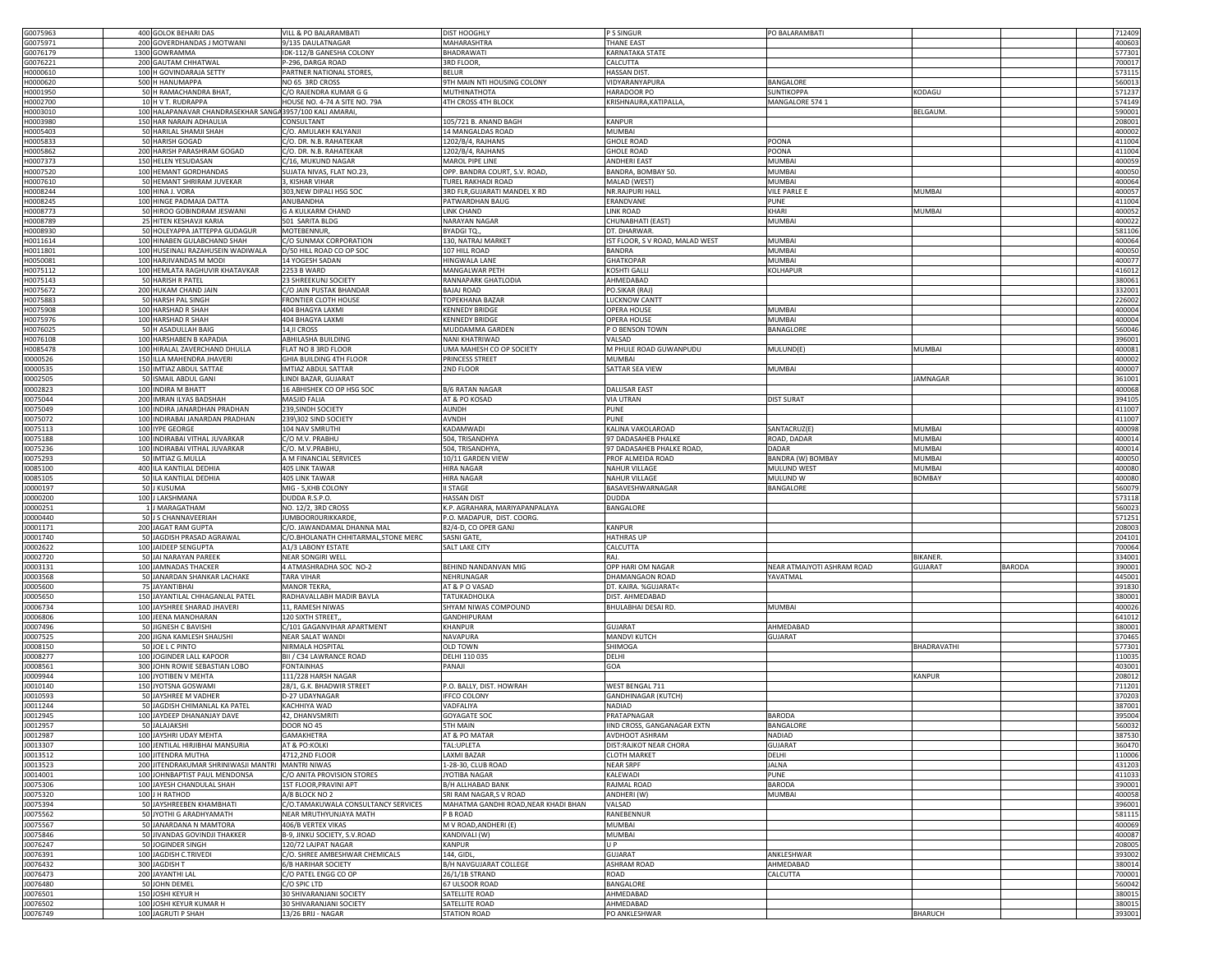| | | | | | | | | | |
|---|---|---|---|---|---|---|---|---|---|
| G0075963 | 400 | GOLOK BEHARI DAS | VILL & PO BALARAMBATI | DIST HOOGHLY | P S SINGUR | PO BALARAMBATI | | | 712409 |
| G0075971 | 200 | GOVERDHANDAS J MOTWANI | 9/135 DAULATNAGAR | MAHARASHTRA | THANE EAST | | | | 400603 |
| G0076179 | 1300 | GOWRAMMA | IDK-112/B GANESHA COLONY | BHADRAWATI | KARNATAKA STATE | | | | 577301 |
| G0076221 | 200 | GAUTAM CHHATWAL | P-296, DARGA ROAD | 3RD FLOOR, | CALCUTTA | | | | 700017 |
| H0000610 | 100 | H GOVINDARAJA SETTY | PARTNER NATIONAL STORES, | BELUR | HASSAN DIST. | | | | 573115 |
| H0000620 | 500 | H HANUMAPPA | NO 65 3RD CROSS | 9TH MAIN NTI HOUSING COLONY | VIDYARANYAPURA | BANGALORE | | | 560013 |
| H0001950 | 50 | H RAMACHANDRA BHAT, | C/O RAJENDRA KUMAR G G | MUTHINATHOTA | HARADOOR PO | SUNTIKOPPA | KODAGU | | 571237 |
| H0002700 | 10 | H V T. RUDRAPPA | HOUSE NO. 4-74 A SITE NO. 79A | 4TH CROSS 4TH BLOCK | KRISHNAURA,KATIPALLA, | MANGALORE 574 1 | | | 574149 |
| H0003010 | 100 | HALAPANAVAR CHANDRASEKHAR SANGA | 3957/100 KALI AMARAI, | | | | BELGAUM. | | 590001 |
| H0003980 | 150 | HAR NARAIN ADHAULIA | CONSULTANT | 105/721 B. ANAND BAGH | KANPUR | | | | 208001 |
| H0005403 | 50 | HARILAL SHAMJI SHAH | C/O. AMULAKH KALYANJI | 14 MANGALDAS ROAD | MUMBAI | | | | 400002 |
| H0005833 | 50 | HARISH GOGAD | C/O. DR. N.B. RAHATEKAR | 1202/B/4, RAJHANS | GHOLE ROAD | POONA | | | 411004 |
| H0005862 | 200 | HARISH PARASHRAM GOGAD | C/O. DR. N.B. RAHATEKAR | 1202/B/4, RAJHANS | GHOLE ROAD | POONA | | | 411004 |
| H0007373 | 150 | HELEN YESUDASAN | C/16, MUKUND NAGAR | MAROL PIPE LINE | ANDHERI EAST | MUMBAI | | | 400059 |
| H0007520 | 100 | HEMANT GORDHANDAS | SUJATA NIVAS, FLAT NO.23, | OPP. BANDRA COURT, S.V. ROAD, | BANDRA, BOMBAY 50. | MUMBAI | | | 400050 |
| H0007610 | 50 | HEMANT SHRIRAM JUVEKAR | 3, KISHAR VIHAR | TUREL RAKHADI ROAD | MALAD (WEST) | MUMBAI | | | 400064 |
| H0008244 | 100 | HINA J. VORA | 303,NEW DIPALI HSG SOC | 3RD FLR,GUJARATI MANDEL X RD | NR.RAJPURI HALL | VILE PARLE E | MUMBAI | | 400057 |
| H0008245 | 100 | HINGE PADMAJA DATTA | ANUBANDHA | PATWARDHAN BAUG | ERANDVANE | PUNE | | | 411004 |
| H0008773 | 50 | HIROO GOBINDRAM JESWANI | G A KULKARM CHAND | LINK CHAND | LINK ROAD | KHARI | MUMBAI | | 400052 |
| H0008789 | 25 | HITEN KESHAVJI KARIA | 501 SARITA BLDG | NARAYAN NAGAR | CHUNABHATI (EAST) | MUMBAI | | | 400022 |
| H0008930 | 50 | HOLEYAPPA JATTEPPA GUDAGUR | MOTEBENNUR, | BYADGI TQ., | DT. DHARWAR. | | | | 581106 |
| H0011614 | 100 | HINABEN GULABCHAND SHAH | C/O SUNMAX CORPORATION | 130, NATRAJ MARKET | IST FLOOR, S V ROAD, MALAD WEST | MUMBAI | | | 400064 |
| H0011801 | 100 | HUSEINALI RAZAHUSEIN WADIWALA | D/50 HILL ROAD CO OP SOC | 107 HILL ROAD | BANDRA | MUMBAI | | | 400050 |
| H0050081 | 100 | HARJIVANDAS M MODI | 14 YOGESH SADAN | HINGWALA LANE | GHATKOPAR | MUMBAI | | | 400077 |
| H0075112 | 100 | HEMLATA RAGHUVIR KHATAVKAR | 2253 B WARD | MANGALWAR PETH | KOSHTI GALLI | KOLHAPUR | | | 416012 |
| H0075143 | 50 | HARISH R PATEL | 23 SHREEKUNJ SOCIETY | RANNAPARK GHATLODIA | AHMEDABAD | | | | 380061 |
| H0075672 | 200 | HUKAM CHAND JAIN | C/O JAIN PUSTAK BHANDAR | BAJAJ ROAD | PO.SIKAR (RAJ) | | | | 332001 |
| H0075883 | 50 | HARSH PAL SINGH | FRONTIER CLOTH HOUSE | TOPEKHANA BAZAR | LUCKNOW CANTT | | | | 226002 |
| H0075908 | 100 | HARSHAD R SHAH | 404 BHAGYA LAXMI | KENNEDY BRIDGE | OPERA HOUSE | MUMBAI | | | 400004 |
| H0075976 | 100 | HARSHAD R SHAH | 404 BHAGYA LAXMI | KENNEDY BRIDGE | OPERA HOUSE | MUMBAI | | | 400004 |
| H0076025 | 50 | H ASADULLAH BAIG | 14,II CROSS | MUDDAMMA GARDEN | P O BENSON TOWN | BANAGLORE | | | 560046 |
| H0076108 | 100 | HARSHABEN B KAPADIA | ABHILASHA BUILDING | NANI KHATRIWAD | VALSAD | | | | 396001 |
| H0085478 | 100 | HIRALAL ZAVERCHAND DHULLA | FLAT NO 8 3RD FLOOR | UMA MAHESH CO OP SOCIETY | M PHULE ROAD GUWANPUDU | MULUND(E) | MUMBAI | | 400081 |
| I0000526 | 150 | ILLA MAHENDRA JHAVERI | GHIA BUILDING 4TH FLOOR | PRINCESS STREET | MUMBAI | | | | 400002 |
| I0000535 | 150 | IMTIAZ ABDUL SATTAE | IMTIAZ ABDUL SATTAR | 2ND FLOOR | SATTAR SEA VIEW | MUMBAI | | | 400007 |
| I0002505 | 50 | ISMAIL ABDUL GANI | LINDI BAZAR, GUJARAT | | | | JAMNAGAR | | 361001 |
| I0002823 | 100 | INDIRA M BHATT | 16 ABHISHEK CO OP HSG SOC | B/6 RATAN NAGAR | DALUSAR EAST | | | | 400068 |
| I0075044 | 200 | IMRAN ILYAS BADSHAH | MASJID FALIA | AT & PO KOSAD | VIA UTRAN | DIST SURAT | | | 394105 |
| I0075049 | 100 | INDIRA JANARDHAN PRADHAN | 239,SINDH SOCIETY | AUNDH | PUNE | | | | 411007 |
| I0075072 | 100 | INDIRABAI JANARDAN PRADHAN | 239\302 SIND SOCIETY | AVNDH | PUNE | | | | 411007 |
| I0075113 | 100 | IYPE GEORGE | 104 NAV SMRUTHI | KADAMWADI | KALINA VAKOLAROAD | SANTACRUZ(E) | MUMBAI | | 400098 |
| I0075188 | 100 | INDIRABAI VITHAL JUVARKAR | C/O M.V. PRABHU | 504, TRISANDHYA | 97 DADASAHEB PHALKE | ROAD, DADAR | MUMBAI | | 400014 |
| I0075236 | 100 | INDIRABAI VITHAL JUVARKAR | C/O. M.V.PRABHU, | 504, TRISANDHYA, | 97 DADASAHEB PHALKE ROAD, | DADAR | MUMBAI | | 400014 |
| I0075293 | 50 | IMTIAZ G.MULLA | A M FINANCIAL SERVICES | 10/11 GARDEN VIEW | PROF ALMEIDA ROAD | BANDRA (W) BOMBAY | MUMBAI | | 400050 |
| I0085100 | 400 | ILA KANTILAL DEDHIA | 405 LINK TAWAR | HIRA NAGAR | NAHUR VILLAGE | MULUND WEST | MUMBAI | | 400080 |
| I0085105 | 50 | ILA KANTILAL DEDHIA | 405 LINK TAWAR | HIRA NAGAR | NAHUR VILLAGE | MULUND W | BOMBAY | | 400080 |
| J0000197 | 50 | J KUSUMA | MIG - 5,KHB COLONY | II STAGE | BASAVESHWARNAGAR | BANGALORE | | | 560079 |
| J0000200 | 100 | J LAKSHMANA | DUDDA R.S.P.O. | HASSAN DIST | DUDDA | | | | 573118 |
| J0000251 | 1 | J MARAGATHAM | NO. 12/2, 3RD CROSS | K.P. AGRAHARA, MARIYAPANPALAYA | BANGALORE | | | | 560023 |
| J0000440 | 50 | J S CHANNAVEERIAH | JUMBOORURIKKARDE, | P.O. MADAPUR, DIST. COORG. | | | | | 571251 |
| J0001171 | 200 | JAGAT RAM GUPTA | C/O. JAWANDAMAL DHANNA MAL | 82/4-D, CO OPER GANJ | KANPUR | | | | 208003 |
| J0001740 | 50 | JAGDISH PRASAD AGRAWAL | C/O.BHOLANATH CHHITARMAL,STONE MERC | SASNI GATE, | HATHRAS UP | | | | 204101 |
| J0002622 | 100 | JAIDEEP SENGUPTA | A1/3 LABONY ESTATE | SALT LAKE CITY | CALCUTTA | | | | 700064 |
| J0002720 | 50 | JAI NARAYAN PAREEK | NEAR SONGIRI WELL | | RAJ. | | BIKANER. | | 334001 |
| J0003131 | 100 | JAMNADAS THACKER | 4 ATMASHRADHA SOC NO-2 | BEHIND NANDANVAN MIG | OPP HARI OM NAGAR | NEAR ATMAJYOTI ASHRAM ROAD | GUJARAT | BARODA | 390001 |
| J0003568 | 50 | JANARDAN SHANKAR LACHAKE | TARA VIHAR | NEHRUNAGAR | DHAMANGAON ROAD | YAVATMAL | | | 445001 |
| J0005600 | 75 | JAYANTIBHAI | MANOR TEKRA, | AT & P O VASAD | DT. KAIRA. %GUJARAT< | | | | 391830 |
| J0005650 | 150 | JAYANTILAL CHHAGANLAL PATEL | RADHAVALLABH MADIR BAVLA | TATUKADHOLKA | DIST. AHMEDABAD | | | | 380001 |
| J0006734 | 100 | JAYSHREE SHARAD JHAVERI | 11, RAMESH NIWAS | SHYAM NIWAS COMPOUND | BHULABHAI DESAI RD. | MUMBAI | | | 400026 |
| J0006806 | 100 | JEENA MANOHARAN | 120 SIXTH STREET,, | GANDHIPURAM | | | | | 641012 |
| J0007496 | 50 | JIGNESH C BAVISHI | C/101 GAGANVIHAR APARTMENT | KHANPUR | GUJARAT | AHMEDABAD | | | 380001 |
| J0007525 | 200 | JIGNA KAMLESH SHAUSHI | NEAR SALAT WANDI | NAVAPURA | MANDVI KUTCH | GUJARAT | | | 370465 |
| J0008150 | 50 | JOE L C PINTO | NIRMALA HOSPITAL | OLD TOWN | SHIMOGA | | BHADRAVATHI | | 577301 |
| J0008277 | 100 | JOGINDER LALL KAPOOR | BII / C34 LAWRANCE ROAD | DELHI 110 035 | DELHI | | | | 110035 |
| J0008561 | 300 | JOHN ROWIE SEBASTIAN LOBO | FONTAINHAS | PANAJI | GOA | | | | 403001 |
| J0009944 | 100 | JYOTIBEN V MEHTA | 111/228 HARSH NAGAR | | | | KANPUR | | 208012 |
| J0010140 | 150 | JYOTSNA GOSWAMI | 28/1, G.K. BHADWIR STREET | P.O. BALLY, DIST. HOWRAH | WEST BENGAL 711 | | | | 711201 |
| J0010593 | 50 | JAYSHREE M VADHER | D-27 UDAYNAGAR | IFFCO COLONY | GANDHINAGAR (KUTCH) | | | | 370203 |
| J0011244 | 50 | JAGDISH CHIMANLAL KA PATEL | KACHHIYA WAD | VADFALIYA | NADIAD | | | | 387001 |
| J0012945 | 100 | JAYDEEP DHANANJAY DAVE | 42, DHANVSMRITI | GOYAGATE SOC | PRATAPNAGAR | BARODA | | | 395004 |
| J0012957 | 50 | JALAJAKSHI | DOOR NO 45 | 5TH MAIN | IIND CROSS, GANGANAGAR EXTN | BANGALORE | | | 560032 |
| J0012987 | 100 | JAYSHRI UDAY MEHTA | GAMAKHETRA | AT & PO MATAR | AVDHOOT ASHRAM | NADIAD | | | 387530 |
| J0013307 | 100 | JENTILAL HIRJIBHAI MANSURIA | AT & PO:KOLKI | TAL:UPLETA | DIST:RAJKOT NEAR CHORA | GUJARAT | | | 360470 |
| J0013512 | 100 | JITENDRA MUTHA | 4712,2ND FLOOR | LAXMI BAZAR | CLOTH MARKET | DELHI | | | 110006 |
| J0013523 | 200 | JITENDRAKUMAR SHRINIWASJI MANTRI | MANTRI NIWAS | 1-28-30, CLUB ROAD | NEAR SRPF | JALNA | | | 431203 |
| J0014001 | 100 | JOHNBAPTIST PAUL MENDONSA | C/O ANITA PROVISION STORES | JYOTIBA NAGAR | KALEWADI | PUNE | | | 411033 |
| J0075306 | 100 | JAYESH CHANDULAL SHAH | 1ST FLOOR,PRAVINI APT | B/H ALLHABAD BANK | RAJMAL ROAD | BARODA | | | 390001 |
| J0075320 | 100 | J H RATHOD | A/8 BLOCK NO 2 | SRI RAM NAGAR,S V ROAD | ANDHERI (W) | MUMBAI | | | 400058 |
| J0075394 | 50 | JAYSHREEBEN KHAMBHATI | C/O.TAMAKUWALA CONSULTANCY SERVICES | MAHATMA GANDHI ROAD,NEAR KHADI BHAN | VALSAD | | | | 396001 |
| J0075562 | 50 | JYOTHI G ARADHYAMATH | NEAR MRUTHYUNJAYA MATH | P B ROAD | RANEBENNUR | | | | 581115 |
| J0075567 | 50 | JANARDANA N MAMTORA | 406/B VERTEX VIKAS | M V ROAD,ANDHERI (E) | MUMBAI | | | | 400069 |
| J0075846 | 50 | JIVANDAS GOVINDJI THAKKER | B-9, JINKU SOCIETY, S.V.ROAD | KANDIVALI (W) | MUMBAI | | | | 400087 |
| J0076247 | 50 | JOGINDER SINGH | 120/72 LAJPAT NAGAR | KANPUR | U P | | | | 208005 |
| J0076391 | 100 | JAGDISH C.TRIVEDI | C/O. SHREE AMBESHWAR CHEMICALS | 144, GIDL, | GUJARAT | ANKLESHWAR | | | 393002 |
| J0076432 | 300 | JAGDISH T | 6/B HARIHAR SOCIETY | B/H NAVGUJARAT COLLEGE | ASHRAM ROAD | AHMEDABAD | | | 380014 |
| J0076473 | 200 | JAYANTHI LAL | C/O PATEL ENGG CO OP | 26/1/1B STRAND | ROAD | CALCUTTA | | | 700001 |
| J0076480 | 50 | JOHN DEMEL | C/O SPIC LTD | 67 ULSOOR ROAD | BANGALORE | | | | 560042 |
| J0076501 | 150 | JOSHI KEYUR H | 30 SHIVARANJANI SOCIETY | SATELLITE ROAD | AHMEDABAD | | | | 380015 |
| J0076502 | 100 | JOSHI KEYUR KUMAR H | 30 SHIVARANJANI SOCIETY | SATELLITE ROAD | AHMEDABAD | | | | 380015 |
| J0076749 | 100 | JAGRUTI P SHAH | 13/26 BRIJ - NAGAR | STATION ROAD | PO ANKLESHWAR | | BHARUCH | | 393001 |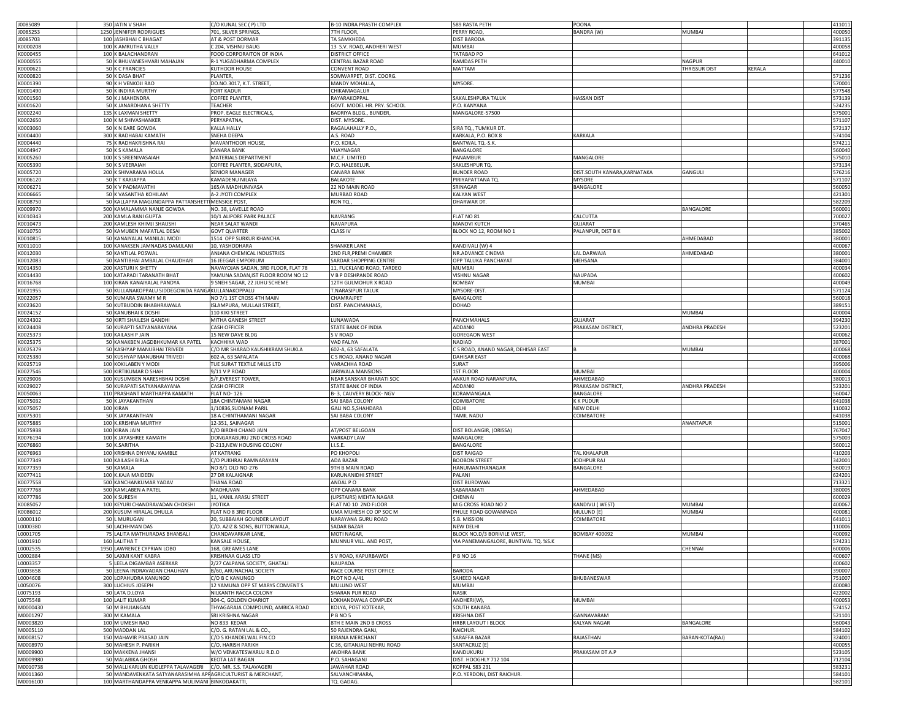| | | | | | | | | | | |
|---|---|---|---|---|---|---|---|---|---|---|
| J0085089 | 350 | JATIN V SHAH | C/O KUNAL SEC ( P) LTD | B-10 INDRA PRASTH COMPLEX | 589 RASTA PETH | POONA | | | | 411011 |
| J0085253 | 1250 | JENNIFER RODRIGUES | 701, SILVER SPRINGS, | 7TH FLOOR, | PERRY ROAD, | BANDRA (W) | MUMBAI | | | 400050 |
| J0085703 | 100 | JASHBHAI C BHAGAT | AT & POST DORMAR | TA SAMKHEDA | DIST BARODA | | | | | 391135 |
| K0000208 | 100 | K AMRUTHA VALLY | C 204, VISHNU BAUG | 13 S.V. ROAD, ANDHERI WEST | MUMBAI | | | | | 400058 |
| K0000455 | 100 | K BALACHANDRAN | FOOD CORPORAITON OF INDIA | DISTRICT OFFICE | TATABAD PO | | | | | 641012 |
| K0000555 | 50 | K BHUVANESHVARI MAHAJAN | R-1 YUGADHARMA COMPLEX | CENTRAL BAZAR ROAD | RAMDAS PETH | | NAGPUR | | | 440010 |
| K0000621 | 50 | K C FRANCIES | KUTHOOR HOUSE | CONVENT ROAD | MATTAM | | THRISSUR DIST | KERALA | | |
| K0000820 | 50 | K DASA BHAT | PLANTER, | SOMWARPET, DIST. COORG. | | | | | | 571236 |
| K0001390 | 90 | K H VENKOJI RAO | DO.NO.3017, K.T. STREET, | MANDY MOHALLA, | MYSORE. | | | | | 570001 |
| K0001490 | 50 | K INDIRA MURTHY | FORT KADUR | CHIKAMAGALUR | | | | | | 577548 |
| K0001560 | 50 | K J MAHENDRA | COFFEE PLANTER, | RAYARAKOPPAL. | SAKALESHPURA TALUK | HASSAN DIST | | | | 573139 |
| K0001620 | 50 | K JANARDHANA SHETTY | TEACHER | GOVT. MODEL HR. PRY. SCHOOL | P.O. KANYANA | | | | | 524235 |
| K0002240 | 135 | K LAXMAN SHETTY | PROP. EAGLE ELECTRICALS, | BADRIYA BLDG., BUNDER, | MANGALORE-57500 | | | | | 575001 |
| K0002650 | 100 | K M SHIVASHANKER | PERYAPATNA, | DIST. MYSORE. | | | | | | 571107 |
| K0003060 | 50 | K N EARE GOWDA | KALLA HALLY | RAGALAHALLY P.O., | SIRA TQ., TUMKUR DT. | | | | | 572137 |
| K0004400 | 300 | K RADHABAI KAMATH | SNEHA DEEPA | A.S. ROAD | KARKALA, P.O. BOX 8 | KARKALA | | | | 574104 |
| K0004440 | 75 | K RADHAKRISHNA RAI | MAVANTHOOR HOUSE, | P.O. KOILA, | BANTWAL TQ.-S.K. | | | | | 574211 |
| K0004947 | 50 | K S KAMALA | CANARA BANK | VIJAYNAGAR | BANGALORE | | | | | 560040 |
| K0005260 | 100 | K S SREENIVASAIAH | MATERIALS DEPARTMENT | M.C.F. LIMITED | PANAMBUR | MANGALORE | | | | 575010 |
| K0005390 | 50 | K S VEERAIAH | COFFEE PLANTER, SIDDAPURA, | P.O. HALEBELUR. | SAKLESHPUR TQ. | | | | | 573134 |
| K0005720 | 200 | K SHIVARAMA HOLLA | SENIOR MANAGER | CANARA BANK | BUNDER ROAD | DIST.SOUTH KANARA,KARNATAKA | GANGULI | | | 576216 |
| K0006120 | 50 | K T KARIAPPA | KAMADENU NILAYA | BALAKOTE | PIRIYAPATTANA TQ. | MYSORE | | | | 571107 |
| K0006271 | 50 | K V PADMAVATHI | 165/A MADHUNIVASA | 22 ND MAIN ROAD | SRINAGAR | BANGALORE | | | | 560050 |
| K0006665 | 50 | K VASANTHA KOHILAM | A-2 JYOTI COMPLEX | MURBAD ROAD | KALYAN WEST | | | | | 421301 |
| K0008750 | 50 | KALLAPPA MAGUNDAPPA PATTANSHETTI | MENSIGE POST, | RON TQ., | DHARWAR DT. | | | | | 582209 |
| K0009970 | 500 | KAMALAMMA NANJE GOWDA | NO. 38, LAVELLE ROAD | | | | BANGALORE | | | 560001 |
| K0010343 | 200 | KAMLA RANI GUPTA | 10/1 ALIPORE PARK PALACE | NAVRANG | FLAT NO 81 | CALCUTTA | | | | 700027 |
| K0010473 | 200 | KAMLESH KHIMJI SHAUSHI | NEAR SALAT WANDI | NAVAPURA | MANDVI KUTCH | GUJARAT | | | | 370465 |
| K0010750 | 50 | KAMUBEN MAFATLAL DESAI | GOVT QUARTER | CLASS IV | BLOCK NO 12, ROOM NO 1 | PALANPUR, DIST B K | | | | 385002 |
| K0010815 | 50 | KANAIYALAL MANILAL MODI | 1514 OPP SURKUR KHANCHA | | | | AHMEDABAD | | | 380001 |
| K0011010 | 100 | KANAKSEN JAMNADAS DAMJLANI | 10, YASHODHARA | SHANKER LANE | KANDIVALI (W) 4 | | | | | 400067 |
| K0012030 | 50 | KANTILAL POSWAL | ANJANA CHEMICAL INDUSTRIES | 2ND FLR,PREMI CHAMBER | NR.ADVANCE CINEMA | LAL DARWAJA | AHMEDABAD | | | 380001 |
| K0012083 | 50 | KANTIBHAI AMBALAL CHAUDHARI | 16 JEEGAR EMPORIUM | SARDAR SHOPPING CENTRE | OPP TALUKA PANCHAYAT | MEHSANA | | | | 384001 |
| K0014350 | 200 | KASTURI K SHETTY | NAVAYOJAN SADAN, 3RD FLOOR, FLAT 78 | 11, FUCKLAND ROAD, TARDEO | MUMBAI | | | | | 400034 |
| K0014430 | 100 | KATAPADI TARANATH BHAT | YAMUNA SADAN,IST FLOOR ROOM NO 12 | V B P DESHPANDE ROAD | VISHNU NAGAR | NAUPADA | | | | 400602 |
| K0016768 | 100 | KIRAN KANAIYALAL PANDYA | 9 SNEH SAGAR, 22 JUHU SCHEME | 12TH GULMOHUR X ROAD | BOMBAY | MUMBAI | | | | 400049 |
| K0021955 | 50 | KULLANAKOPPALU SIDDEGOWDA RANGA | KULLANAKOPPALU | T.NARASIPUR TALUK | MYSORE-DIST. | | | | | 571124 |
| K0022057 | 50 | KUMARA SWAMY M R | NO 7/1 1ST CROSS 4TH MAIN | CHAMRAJPET | BANGALORE | | | | | 560018 |
| K0023620 | 50 | KUTBUDDIN BHABHRAWALA | ISLAMPURA, MULLAJI STREET, | DIST. PANCHMAHALS, | DOHAD | | | | | 389151 |
| K0024152 | 50 | KANUBHAI K DOSHI | 110 KIKI STREET | | | | MUMBAI | | | 400004 |
| K0024302 | 50 | KIRTI SHAILESH GANDHI | MITHA GANESH STREET | LUNAWADA | PANCHMAHALS | GUJARAT | | | | 394230 |
| K0024408 | 50 | KURAPTI SATYANARAYANA | CASH OFFICER | STATE BANK OF INDIA | ADDANKI | PRAKASAM DISTRICT, | ANDHRA PRADESH | | | 523201 |
| K0025373 | 100 | KAILASH P JAIN | 15 NEW DAVE BLDG | S V ROAD | GOREGAON WEST | | | | | 400062 |
| K0025375 | 50 | KANAKBEN JAGDBHKUMAR KA PATEL | KACHHIYA WAD | VAD FALIYA | NADIAD | | | | | 387001 |
| K0025379 | 50 | KASHYAP MANUBHAI TRIVEDI | C/O MR SHARAD KAUSHIKRAM SHUKLA | 602-A, 63 SAFALATA | C S ROAD, ANAND NAGAR, DEHISAR EAST | B | MUMBAI | | | 400068 |
| K0025380 | 50 | KUSHYAP MANUBHAI TRIVEDI | 602-A, 63 SAFALATA | C S ROAD, ANAND NAGAR | DAHISAR EAST | | | | | 400068 |
| K0025719 | 100 | KOKILABEN Y MODI | TUE SURAT TEXTILE MILLS LTD | VARACHHA ROAD | SURAT | | | | | 395006 |
| K0027546 | 500 | KIRTIKUMAR D SHAH | 9/11 V P ROAD | JARIWALA MANSIONS | 1ST FLOOR | MUMBAI | | | | 400004 |
| K0029006 | 100 | KUSUMBEN NARESHBHAI DOSHI | 5/F,EVEREST TOWER, | NEAR SANSKAR BHARATI SOC | ANKUR ROAD NARANPURA, | AHMEDABAD | | | | 380013 |
| K0029027 | 50 | KURAPATI SATYANARAYANA | CASH OFFICER | STATE BANK OF INDIA | ADDANKI | PRAKASAM DISTRICT, | ANDHRA PRADESH | | | 523201 |
| K0050063 | 110 | PRASHANT MARTHAPPA KAMATH | FLAT NO- 126 | B- 3, CAUVERY BLOCK- NGV | KORAMANGALA | BANGALORE | | | | 560047 |
| K0075032 | 50 | K JAYAKANTHAN | 18A CHINTHAMANI NAGAR | SAI BABA COLONY | COIMBATORE | K K PUDUR | | | | 641038 |
| K0075057 | 100 | KIRAN | 1/10836,SUDNAM PARIL | GALI NO.5,SHAHDARA | DELHI | NEW DELHI | | | | 110032 |
| K0075301 | 50 | K JAYAKANTHAN | 18 A CHINTHAMANI NAGAR | SAI BABA COLONY | TAMIL NADU | COIMBATORE | | | | 641038 |
| K0075885 | 100 | K.KRISHNA MURTHY | 12-351, SAINAGAR | | | | ANANTAPUR | | | 515001 |
| K0075938 | 100 | KIRAN JAIN | C/O BIRDHI CHAND JAIN | AT/POST BELGOAN | DIST BOLANGIR, (ORISSA) | | | | | 767047 |
| K0076194 | 100 | K JAYASHREE KAMATH | DONGARABURU 2ND CROSS ROAD | VARKADY LAW | MANGALORE | | | | | 575003 |
| K0076860 | 50 | K.SARITHA | D-213,NEW HOUSING COLONY | I.I.S.E. | BANGALORE | | | | | 560012 |
| K0076963 | 100 | KRISHNA DNYANU KAMBLE | AT KATRANG | PO KHOPOLI | DIST RAIGAD | TAL KHALAPUR | | | | 410203 |
| K0077349 | 100 | KAILASH BIRLA | C/O PUKHRAJ RAMNARAYAN | ADA BAZAR | BOOBON STREET | JODHPUR RAJ | | | | 342001 |
| K0077359 | 50 | KAMALA | NO 8/1 OLD NO-276 | 9TH B MAIN ROAD | HANUMANTHANAGAR | BANGALORE | | | | 560019 |
| K0077411 | 100 | K.KAJA MAIDEEN | 27 DR KALAIGNAR | KARUNANIDHI STREET | PALANI | | | | | 624201 |
| K0077558 | 500 | KANCHANKUMAR YADAV | THANA ROAD | ANDAL P O | DIST BURDWAN | | | | | 713321 |
| K0077768 | 500 | KAMLABEN A PATEL | MADHUVAN | OPP CANARA BANK | SABARAMATI | AHMEDABAD | | | | 380005 |
| K0077786 | 200 | K SURESH | 11, VANIL ARASU STREET | (UPSTAIRS) MEHTA NAGAR | CHENNAI | | | | | 600029 |
| K0085057 | 100 | KEYURI CHANDRAVADAN CHOKSHI | JYOTIKA | FLAT NO 10 2ND FLOOR | M G CROSS ROAD NO 2 | KANDIVLI ( WEST) | MUMBAI | | | 400067 |
| K0086012 | 200 | KUSUM HIRALAL DHULLA | FLAT NO 8 3RD FLOOR | UMA MUHESH CO OP SOC M | PHULE ROAD GOWANPADA | MULUND (E) | MUMBAI | | | 400081 |
| L0000110 | 50 | L MURUGAN | 20, SUBBAIAH GOUNDER LAYOUT | NARAYANA GURU ROAD | S.B. MISSION | COIMBATORE | | | | 641011 |
| L0000380 | 50 | LACHHMAN DAS | C/O. AZIZ & SONS, BUTTONWALA, | SADAR BAZAR | NEW DELHI | | | | | 110006 |
| L0001705 | 75 | LALITA MATHURADAS BHANSALI | CHANDAVARKAR LANE, | MOTI NAGAR, | BLOCK NO.D/3 BORIVILE WEST, | BOMBAY 400092 | MUMBAI | | | 400092 |
| L0001910 | 160 | LALITHA T | KANSALE HOUSE, | MUNNUR VILL. AND POST, | VIA PANEMANGALORE, BUNTWAL TQ. %S.K | | | | | 574231 |
| L0002535 | 1950 | LAWRENCE CYPRIAN LOBO | 168, GREAMES LANE | | | | CHENNAI | | | 600006 |
| L0002884 | 50 | LAXMI KANT KABRA | KRISHNAA GLASS LTD | S V ROAD, KAPURBAWDI | P B NO 16 | THANE (MS) | | | | 400607 |
| L0003357 | 5 | LEELA DIGAMBAR ASERKAR | 2/27 CALPANA SOCIETY, GHATALI | NAUPADA | | | | | | 400602 |
| L0003658 | 50 | LEENA INDRAVADAN CHAUHAN | B/60, ARUNACHAL SOCIETY | RACE COURSE POST OFFICE | BARODA | | | | | 390007 |
| L0004608 | 200 | LOPAHUDRA KANUNGO | C/O B C KANUNGO | PLOT NO A/41 | SAHEED NAGAR | BHUBANESWAR | | | | 751007 |
| L0050076 | 300 | LUCHIUS JOSEPH | 12 YAMUNA OPP ST MARYS CONVENT S | MULUND WEST | MUMBAI | | | | | 400080 |
| L0075193 | 50 | LATA D.LOYA | NILKANTH RACCA COLONY | SHARAN PUR ROAD | NASIK | | | | | 422002 |
| L0075548 | 100 | LALIT KUMAR | 304-C, GOLDEN CHARIOT | LOKHANDWALA COMPLEX | ANDHERI(W), | MUMBAI | | | | 400053 |
| M0000430 | 50 | M BHUJANGAN | THYAGARAJA COMPOUND, AMBICA ROAD | KOLYA, POST KOTEKAR, | SOUTH KANARA. | | | | | 574152 |
| M0001297 | 300 | M KAMALA | SRI KRISHNA NAGAR | P B NO 5 | KRISHNA DIST | GANNAVARAM | | | | 521101 |
| M0003820 | 100 | M UMESH RAO | NO 833 KEDAR | 8TH E MAIN 2ND B CROSS | HRBR LAYOUT I BLOCK | KALYAN NAGAR | BANGALORE | | | 560043 |
| M0005110 | 500 | MADDAN LAL | C/O. G. RATAN LAL & CO., | 50 RAJENDRA GANJ, | RAICHUR. | | | | | 584102 |
| M0008157 | 150 | MAHAVIR PRASAD JAIN | C/O S KHANDELWAL FIN.CO | KIRANA MERCHANT | SARAFFA BAZAR | RAJASTHAN | BARAN-KOTA(RAJ) | | | 324001 |
| M0008970 | 50 | MAHESH P. PARIKH | C/O. HARISH PARIKH | C 36, GITANJALI NEHRU ROAD | SANTACRUZ (E) | | | | | 400055 |
| M0009900 | 100 | MAKKENA JHANSI | W/O VENKATESWARLU R.D.O | ANDHRA BANK | KANDUKURU | PRAKASAM DT A.P | | | | 523105 |
| M0009980 | 50 | MALABIKA GHOSH | KEOTA LAT BAGAN | P.O. SAHAGANJ | DIST. HOOGHLY 712 104 | | | | | 712104 |
| M0010738 | 50 | MALLIKARJUN KUDLEPPA TALAVAGERI | C/O. MR. S.S. TALAVAGERI | JAWAHAR ROAD | KOPPAL 583 231 | | | | | 583231 |
| M0011360 | 50 | MANDAVENKATA SATYANARASIMHA APPA | AGRICULTURIST & MERCHANT, | SALVANCHIMARA, | P.O. YERDONI, DIST RAICHUR. | | | | | 584101 |
| M0016100 | 100 | MARTHANDAPPA VENKAPPA MULIMANI | BINKODAKATTI, | TQ. GADAG. | | | | | | 582101 |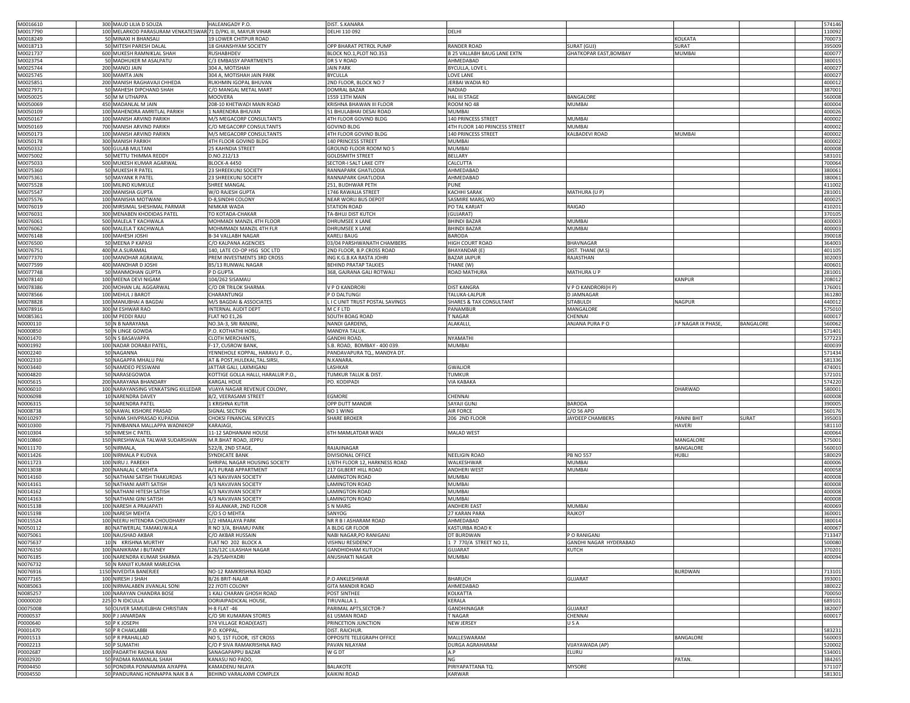| | | | | | | | | | |
|---|---|---|---|---|---|---|---|---|---|
| M0016610 | 300 | MAUD LILIA D SOUZA | HALEANGADY P.O. | DIST. S.KANARA | | | | | 574146 |
| M0017790 | 100 | MELARKOD PARASURAM VENKATESWAR | 71 D/PKL III, MAYUR VIHAR | DELHI 110 092 | DELHI | | | | 110092 |
| M0018249 | 50 | MINAXI H BHANSALI | 19 LOWER CHITPUR ROAD | | | | KOLKATA | | 700073 |
| M0018713 | 50 | MITESH PARESH DALAL | 18 GHANSHYAM SOCIETY | OPP BHARAT PETROL PUMP | RANDER ROAD | SURAT (GUJ) | SURAT | | 395009 |
| M0021737 | 600 | MUKESH RAMNIKLAL SHAH | RUSHABHDEV | BLOCK NO.1,PLOT NO.353 | B 25 VALLABH BAUG LANE EXTN | GHATKOPAR EAST,BOMBAY | MUMBAI | | 400077 |
| M0023754 | 50 | MADHUKER M ASALPATU | C/3 EMBASSY APARTMENTS | DR S V ROAD | AHMEDABAD | | | | 380015 |
| M0025744 | 200 | MANOJ JAIN | 304 A, MOTISHAH | JAIN PARK | BYCULLA, LOVE L | | | | 400027 |
| M0025745 | 300 | MAMTA JAIN | 304 A, MOTISHAH JAIN PARK | BYCULLA | LOVE LANE | | | | 400027 |
| M0025851 | 200 | MANISH RAGHAVAJI CHHEDA | RUKHMIN IGOPAL BHUVAN | 2ND FLOOR, BLOCK NO 7 | JERBAI WADIA RO | | | | 400012 |
| M0027971 | 50 | MAHESH DIPCHAND SHAH | C/O MANGAL METAL MART | DOMRAL BAZAR | NADIAD | | | | 387001 |
| M0050025 | 50 | M M UTHAPPA | MOOVERA | 1559 13TH MAIN | HAL III STAGE | BANGALORE | | | 560008 |
| M0050069 | 450 | MADANLAL M JAIN | 208-10 KHETWADI MAIN ROAD | KRISHNA BHAWAN III FLOOR | ROOM NO 48 | MUMBAI | | | 400004 |
| M0050109 | 100 | MAHENDRA AMRITLAL PARIKH | 1 NARENDRA BHUVAN | 51 BHULABHAI DESAI ROAD | MUMBAI | | | | 400026 |
| M0050167 | 100 | MANISH ARVIND PARIKH | M/S MEGACORP CONSULTANTS | 4TH FLOOR GOVIND BLDG | 140 PRINCESS STREET | MUMBAI | | | 400002 |
| M0050169 | 700 | MANISH ARVIND PARIKH | C/O MEGACORP CONSULTANTS | GOVIND BLDG | 4TH FLOOR 140 PRINCESS STREET | MUMBAI | | | 400002 |
| M0050173 | 100 | MANISH ARVIND PARIKN | M/S MEGACORP CONSULTANTS | 4TH FLOOR GOVIND BLDG | 140 PRINCESS STREET | KALBADEVI ROAD | MUMBAI | | 400002 |
| M0050178 | 300 | MANISH PARIKH | 4TH FLOOR GOVIND BLDG | 140 PRINCESS STREET | MUMBAI | | | | 400002 |
| M0050332 | 500 | GULAB MULTANI | 25 KAHNDIA STREET | GROUND FLOOR ROOM NO 5 | MUMBAI | | | | 400008 |
| M0075002 | 50 | METTU THIMMA REDDY | D.NO.212/13 | GOLDSMITH STREET | BELLARY | | | | 583101 |
| M0075033 | 500 | MUKESH KUMAR AGARWAL | BLOCK-A 4450 | SECTOR-I SALT LAKE CITY | CALCUTTA | | | | 700064 |
| M0075360 | 50 | MUKESH R PATEL | 23 SHREEKUNJ SOCIETY | RANNAPARK GHATLODIA | AHMEDABAD | | | | 380061 |
| M0075361 | 50 | MAYANK R PATEL | 23 SHREEKUNJ SOCIETY | RANNAPARK GHATLODIA | AHMEDABAD | | | | 380061 |
| M0075528 | 100 | MILIND KUMKULE | SHREE MANGAL | 251, BUDHWAR PETH | PUNE | | | | 411002 |
| M0075547 | 200 | MANISHA GUPTA | W/O RAJESH GUPTA | 1746 RAWALIA STREET | KACHHI SARAK | MATHURA (U P) | | | 281001 |
| M0075576 | 100 | MANISHA MOTWANI | D-8,SINDHI COLONY | NEAR WORLI BUS DEPOT | SASMIRE MARG,WO | | | | 400025 |
| M0076019 | 200 | MIRSIMAL SHESHMAL PARMAR | NIMKAR WADA | STATION ROAD | PO TAL KARJAT | RAIGAD | | | 410201 |
| M0076031 | 300 | MENABEN KHODIDAS PATEL | TO KOTADA-CHAKAR | TA-BHUJ DIST KUTCH | (GUJARAT) | | | | 370105 |
| M0076061 | 500 | MALELA T KACHWALA | MOHMADI MANZIL 4TH FLOOR | DHRUMSEE X LANE | BHINDI BAZAR | MUMBAI | | | 400003 |
| M0076062 | 600 | MALELA T KACHWALA | MOHMMADI MANZIL 4TH FLR | DHRUMSEE X LANE | BHINDI BAZAR | MUMBAI | | | 400003 |
| M0076148 | 100 | MAHESH JOSHI | B-34 VALLABH NAGAR | KARELI BAUG | BARODA | | | | 390018 |
| M0076500 | 50 | MEENA P KAPASI | C/O KALPANA AGENCIES | 03/04 PARSHWANATH CHAMBERS | HIGH COURT ROAD | BHAVNAGAR | | | 364003 |
| M0076751 | 400 | M.A.SURAMAL | 140, LATE CO-OP HSG SOC LTD | 2ND FLOOR, B.P.CROSS ROAD | BHAYANDAR (E) | DIST. THANE (M.S) | | | 401105 |
| M0077370 | 100 | MANOHAR AGRAWAL | PREM INVESTMENTS 3RD CROSS | ING K.G.B.KA RASTA JOHRI | BAZAR JAIPUR | RAJASTHAN | | | 302003 |
| M0077599 | 400 | MANOHAR D JOSHI | B5/13 RUNWAL NAGAR | BEHIND PRATAP TALKIES | THANE (W) | | | | 400601 |
| M0077748 | 50 | MANMOHAN GUPTA | P D GUPTA | 368, GAJRANA GALI ROTWALI | ROAD MATHURA | MATHURA U P | | | 281001 |
| M0078140 | 100 | MEENA DEVI NIGAM | 104/262 SISAMAU | | | | KANPUR | | 208012 |
| M0078386 | 200 | MOHAN LAL AGGARWAL | C/O DR TRILOK SHARMA | V P O KANDRORI | DIST KANGRA | V P O KANDRORI(H P) | | | 176001 |
| M0078566 | 100 | MEHUL J BAROT | CHARANTUNGI | P O DALTUNGI | TALUKA-LALPUR | D JAMNAGAR | | | 361280 |
| M0078828 | 100 | MANUBHAI A BAGDAI | M/S BAGDAI & ASSOCIATES | L I C UNIT TRUST POSTAL SAVINGS | SHARES & TAX CONSULTANT | SITABULDI | NAGPUR | | 440012 |
| M0078916 | 300 | M ESHWAR RAO | INTERNAL AUDIT DEPT | M C F LTD | PANAMBUR | MANGALORE | | | 575010 |
| M0085361 | 100 | M PEDDI RAJU | FLAT NO E1,26 | SOUTH BOAG ROAD | T NAGAR | CHENNAI | | | 600017 |
| N0000110 | 50 | N B NARAYANA | NO.3A-3, SRI RANJINI, | NANDI GARDENS, | ALAKALLI, | ANJANA PURA P O | J P NAGAR IX PHASE, | BANGALORE | 560062 |
| N0000850 | 50 | N LINGE GOWDA | P.O. KOTHATHI HOBLI, | MANDYA TALUK. | | | | | 571401 |
| N0001470 | 50 | N S BASAVAPPA | CLOTH MERCHANTS, | GANDHI ROAD, | NYAMATHI | | | | 577223 |
| N0001992 | 100 | NADAR DORABJI PATEL, | F-17, CUSROW BANK, | S.B. ROAD, BOMBAY - 400 039. | MUMBAI | | | | 400039 |
| N0002240 | 50 | NAGANNA | YENNEHOLE KOPPAL, HARAVU P. O., | PANDAVAPURA TQ., MANDYA DT. | | | | | 571434 |
| N0002310 | 50 | NAGAPPA MHALU PAI | AT & POST,HULEKAL,TAL.SIRSI, | N.KANARA. | | | | | 581336 |
| N0003440 | 50 | NAMDEO PESSWANI | JATTAR GALI, LAXMIGANJ | LASHKAR | GWALIOR | | | | 474001 |
| N0004820 | 50 | NARASEGOWDA | KOTTIGE GOLLA HALLI, HARALUR P.O., | TUMKUR TALUK & DIST. | TUMKUR | | | | 572101 |
| N0005615 | 200 | NARAYANA BHANDARY | KARGAL HOUE | PO. KODIPADI | VIA KABAKA | | | | 574220 |
| N0006010 | 100 | NARAYANSING VENKATSING KILLEDAR | VIJAYA NAGAR REVENUE COLONY, | | | | DHARWAD | | 580001 |
| N0006098 | 10 | NARENDRA DAVEY | 8/2, VEERASAMI STREET | EGMORE | CHENNAI | | | | 600008 |
| N0006315 | 50 | NARENDRA PATEL | 1 KRISHNA KUTIR | OPP DUTT MANDIR | SAYAJI GUNJ | BARODA | | | 390005 |
| N0008738 | 50 | NAWAL KISHORE PRASAD | SIGNAL SECTION | NO 1 WING | AIR FORCE | C/O 56 APO | | | 560176 |
| N0010297 | 50 | NIMA SHIVPRASAD KUPADIA | CHOKSI FINANCIAL SERVICES | SHARE BROKER | 206 2ND FLOOR | JAYDEEP CHAMBERS | PANINI BHIT | SURAT | 395003 |
| N0010300 | 75 | NIMBANNA MALLAPPA WADNIKOP | KARAJAGI, | | | | HAVERI | | 581110 |
| N0010304 | 50 | NIMESH C PATEL | 11-12 SADHANANI HOUSE | 6TH MAMLATDAR WADI | MALAD WEST | | | | 400064 |
| N0010860 | 150 | NIRESHWALIA TALWAR SUDARSHAN | M.R.BHAT ROAD, JEPPU | | | | MANGALORE | | 575001 |
| N0011170 | 50 | NIRMALA, | 522/8, 2ND STAGE, | RAJAJINAGAR | | | BANGALORE | | 560010 |
| N0011426 | 100 | NIRMALA P KUDVA | SYNDICATE BANK | DIVISIONAL OFFICE | NEELIGIN ROAD | PB NO 557 | HUBLI | | 580029 |
| N0011723 | 100 | NIRU J. PAREKH | SHRIPAL NAGAR HOUSING SOCIETY | 1/6TH FLOOR 12, HARKNESS ROAD | WALKESHWAR | MUMBAI | | | 400006 |
| N0013038 | 200 | NANALAL C MEHTA | A/1 PURAB APPARTMENT | 217 GILBERT HILL ROAD | ANDHERI WEST | MUMBAI | | | 400058 |
| N0014160 | 50 | NATHANI SATISH THAKURDAS | 4/3 NAVJIVAN SOCIETY | LAMINGTON ROAD | MUMBAI | | | | 400008 |
| N0014161 | 50 | NATHANI AARTI SATISH | 4/3 NAVJIVAN SOCIETY | LAMINGTON ROAD | MUMBAI | | | | 400008 |
| N0014162 | 50 | NATHANI HITESH SATISH | 4/3 NAVJIVAN SOCIETY | LAMINGTON ROAD | MUMBAI | | | | 400008 |
| N0014163 | 50 | NATHANI GINI SATISH | 4/3 NAVJIVAN SOCIETY | LAMINGTON ROAD | MUMBAI | | | | 400008 |
| N0015138 | 100 | NARESH A PRAJAPATI | 59 ALANKAR, 2ND FLOOR | S N MARG | ANDHERI EAST | MUMBAI | | | 400069 |
| N0015198 | 100 | NARESH MEHTA | C/O S O MEHTA | SANYOG | 27 KARAN PARA | RAJKOT | | | 360001 |
| N0015524 | 100 | NEERU HITENDRA CHOUDHARY | 1/2 HIMALAYA PARK | NR R B I ASHARAM ROAD | AHMEDABAD | | | | 380014 |
| N0050112 | 80 | NATWERLAL TAMAKUWALA | R NO 3/A, BHAMU PARK | A BLDG GR FLOOR | KASTURBA ROAD K | | | | 400067 |
| N0075061 | 100 | NAUSHAD AKBAR | C/O AKBAR HUSSAIN | NABI NAGAR,PO RANIGANJ | DT BURDWAN | P O RANIGANJ | | | 713347 |
| N0075637 | 10 | N KRISHNA MURTHY | FLAT NO 202 BLOCK A | VISHNU RESIDENCY | 1 7 770/A STREET NO 11, | GANDHI NAGAR HYDERABAD | | | 500080 |
| N0076150 | 100 | NANIKRAM J BUTANEY | 126/12C LILASHAH NAGAR | GANDHIDHAM KUTUCH | GUJARAT | KUTCH | | | 370201 |
| N0076185 | 100 | NARENDRA KUMAR SHARMA | A-29/SAHYADRI | ANUSHAKTI NAGAR | MUMBAI | | | | 400094 |
| N0076732 | 50 | N RANJIT KUMAR MARLECHA | | | | | | | |
| N0076916 | 1150 | NIVEDITA BANERJEE | NO-12 RAMKRISHNA ROAD | | | | BURDWAN | | 713101 |
| N0077165 | 100 | NIRESH J SHAH | B/26 BRIT-NALAR | P.O ANKLESHWAR | BHARUCH | GUJARAT | | | 393001 |
| N0085063 | 100 | NIRMALABEN JIVANLAL SONI | 22 JYOTI COLONY | GITA MANDIR ROAD | AHMEDABAD | | | | 380022 |
| N0085257 | 100 | NARAYAN CHANDRA BOSE | 1 KALI CHARAN GHOSH ROAD | POST SINTHEE | KOLKATTA | | | | 700050 |
| O0000020 | 225 | O N IDICULLA | OORIAIPADICKAL HOUSE, | TIRUVALLA 1. | KERALA | | | | 689101 |
| O0075008 | 50 | OLIVER SAMUELBHAI CHRISTIAN | H-8 FLAT -46 | PARIMAL APTS,SECTOR-7 | GANDHINAGAR | GUJARAT | | | 382007 |
| P0000537 | 300 | P J JANARDAN | C/O SRI KUMARAN STORES | 61 USMAN ROAD | T NAGAR | CHENNAI | | | 600017 |
| P0000640 | 50 | P K JOSEPH | 374 VILLAGE ROAD(EAST) | PRINCETION JUNCTION | NEW JERSEY | U S A | | | |
| P0001470 | 50 | P R CHAKLABBI | P.O. KOPPAL, | DIST. RAICHUR. | | | | | 583231 |
| P0001513 | 50 | P R PRAHALLAD | NO 5, 1ST FLOOR, IST CROSS | OPPOSITE TELEGRAPH OFFICE | MALLESWARAM | | BANGALORE | | 560003 |
| P0002213 | 50 | P SUMATHI | C/O P SIVA RAMAKRISHNA RAO | PAVAN NILAYAM | DURGA AGRAHARAM | VIJAYAWADA (AP) | | | 520002 |
| P0002687 | 100 | PADARTHI RADHA RANI | SANAGAPAPPU BAZAR | W G DT | A.P | ELURU | | | 534001 |
| P0002920 | 50 | PADMA RAMANLAL SHAH | KANASU NO PADO, | | NG | | PATAN. | | 384265 |
| P0004450 | 50 | PONDIRA PONNAMMA AIYAPPA | KAMADENU NILAYA | BALAKOTE | PIRIYAPATTANA TQ. | MYSORE | | | 571107 |
| P0004550 | 50 | PANDURANG HONNAPPA NAIK B A | BEHIND VARALAXMI COMPLEX | KAIKINI ROAD | KARWAR | | | | 581301 |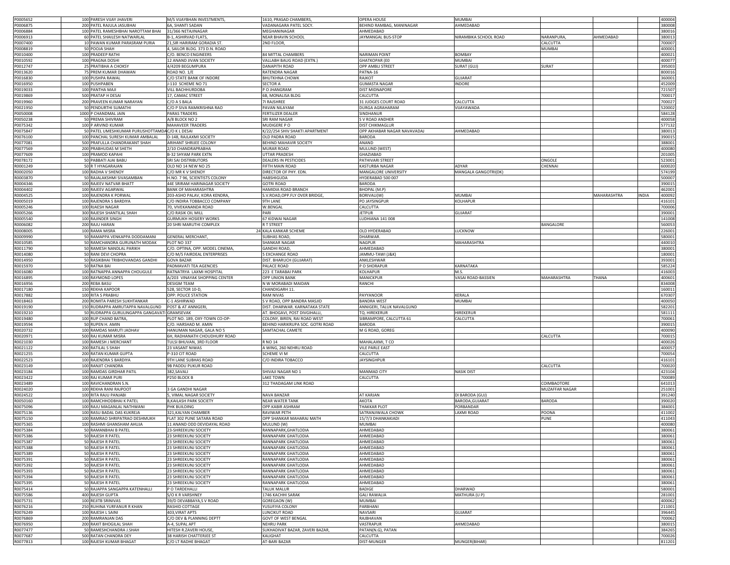| | | | | | | | | | | |
|---|---|---|---|---|---|---|---|---|---|---|
| P0005652 | 100 | PARESH VIJAY JHAVERI | M/S VIJAYBHAN INVESTMENTS, | 1610, PRASAD CHAMBERS, | OPERA HOUSE | MUMBAI | | | | 400004 |
| P0006875 | 200 | PATEL RAJULA JASUBHAI | 6A, SHANTI SADAN | VADANAGARA PATEL SOCY. | BEHIND RAMBAG, MANINAGAR | AHMEDABAD | | | | 380008 |
| P0006884 | 100 | PATEL RAMESHBHAI NAROTTAM BHAI | 31/366 NETAJINAGAR | MEGHANINAGAR | AHMEDABAD | | | | | 380016 |
| P0006913 | 60 | PATEL SHAILESH NATWARLAL | B-1, ASHIRVAD FLATS, | NEAR BHAVIN SCHOOL | JAYMANGAL BUS-STOP | NIRAMBIKA SCHOOL ROAD | NARANPURA, | AHMEDABAD | | 380013 |
| P0007400 | 10 | PAWAN KUMAR PARASRAM PURIA | Z1,SIR HARIRAM GORADIA ST. | 2ND FLOOR, | | | CALCUTTA | | | 700007 |
| P0008819 | 50 | POOJA SHAH | 4, SAILOR BLDG. 373 D.N. ROAD | | | | MUMBAI | | | 400001 |
| P0010400 | 100 | PRADEEP RATHI | C/O. BENCO ENGINEERS | 84 MITTAL CHAMBERS | NARIMAN POINT | BOMBAY | | | | 400021 |
| P0010592 | 100 | PRAGNA DOSHI | 12 ANAND JIVAN SOCIETY | VALLABH BAUG ROAD (EXTN.) | GHATKOPAR (E0 | MUMBAI | | | | 400077 |
| P0012747 | 25 | PRATIBHA A CHOKSY | 4/4209 BEGUMPURA | DANAPITH ROAD | OPP AMBLI STREET | SURAT (GUJ) | SURAT | | | 395003 |
| P0013620 | 75 | PREM KUMAR DHAWAN | ROAD NO. 1/E | RATENDRA NAGAR | PATNA-16 | | | | | 800016 |
| P0016830 | 100 | PUSHPA RAWAL | C/O STATE BANK OF INDORE | BHUTKHNA CHOWK | RAJKOT | GUJARAT | | | | 360001 |
| P0016950 | 100 | PUSHPABEN | J-110 SCHEME NO 71 | SECTOR A | GUMASTA NAGAR | INDORE | | | | 452009 |
| P0019033 | 100 | PANTHA MAJI | VILL BACHHURDOBA | P O JHANGRAM | DIST MIDNAPORE | | | | | 721507 |
| P0019869 | 500 | PRATAP H DESAI | 17, CAMAC STREET | 6B, MONALISA BLDG | CALCUTTA | | | | | 700017 |
| P0019960 | 200 | PRAVEEN KUMAR NARAYAN | C/O A S BALA | 7I RAJSHREE | 31 JUDGES COURT ROAD | CALCUTTA | | | | 700027 |
| P0021950 | 50 | PENDURTHI SUMATHI | C/O P SIVA RAMKRISHNA RAO | PAVAN NILAYAM | DURGA AGRAHARAM | VIJAYAWADA | | | | 520002 |
| P0050008 | 1000 | P CHANDMAL JAIN | PARAS TRADERS | FERTILIZER DEALER | SINDHANUR | | | | | 584128 |
| P0050238 | 50 | PREMA SHIVRAM | A/8 BLOCK NO 2 | SRI RAM NAGAR | S V ROAD ANDHER | | | | | 400058 |
| P0075342 | 100 | P ARVIND KUMAR | MAHAVEER TRADERS | MUDIGERE P O | DIST CHIKMAGLUR | | | | | 577132 |
| P0075847 | 50 | PATEL UMESHKUMAR PURUSHOTTAMDAS | C/O K L DESAI | K/22/254 SHIV SHAKTI APARTMENT | OPP AKHABAR NAGAR NAVAVADAJ | AHMEDABAD | | | | 380013 |
| P0076100 | 100 | PANCHAL SURESH KUMAR AMBALAL | D-148, RAJLAXMI SOCIETY | OLD PADRA ROAD | BARODA | | | | | 390015 |
| P0077081 | 500 | PRAFULLA CHANDRAKANT SHAH | ARIHANT SHRIJEE COLONY | BEHIND MAHAVIR SOCIETY | ANAND | | | | | 388001 |
| P0077569 | 200 | PRABHUDAS M SHETH | 2/10 CHANDRAPRABHA | MURAR ROAD | MULUND (WEST) | | | | | 400080 |
| P0077609 | 100 | PRAMOD KAPAHI | B-32 SHYAM PARK EXTN | UTTAR PRADESH | GHAZIABAD | | | | | 201005 |
| P0078172 | 50 | PABBATI AJAI BABU | SRI SAI DISTRIBUTORS | DEALERS IN PESTICIDES | PATHIVARI STREET | | ONGOLE | | | 523001 |
| R0001249 | 50 | R T HYAGARAJAN | OLD NO 14 NEW NO 25 | FIFTH MAIN ROAD | KASTURBA NAGAR | ADYAR | CHENNAI | | | 600020 |
| R0002050 | 100 | RADHA V SHENOY | C/O MR K V SHENOY | DIRECTOR OF PHY. EDN. | MANGALORE UNIVERSITY | MANGALA GANGOTRI(DK) | | | | 574199 |
| R0003870 | 50 | RAJALAKSHMI SIVASAMBAN | H.NO. 7 96, SCIENTISTS COLONY | HABSHIGUDA | HYDERABAD 500 007 | | | | | 500007 |
| R0004346 | 100 | RAJEEV NATVAR BHATT | 44E SRIRAM HARINAGAR SOCIETY | GOTRI ROAD | BARODA | | | | | 390015 |
| R0004402 | 100 | RAJEEV AGARWAL | BANK OF MAHARASHTRA | HAMIDIA ROAD BRANCH | BHOPAL (M.P) | | | | | 462001 |
| R0004525 | 100 | RAJENDRA K PORWAL | 203-ASHO PALAV, KORA KENDRA, | S.V.ROAD,OPP.FLY OVER BRIDGE, | BORIVALI(W) | MUMBAI | | MAHARASHTRA | INDIA | 400092 |
| R0005019 | 100 | RAJENDRA S BARDIYA | C/O INDIRA TOBBACCO COMPANY | 9TH LANE | PO JAYSINGPUR | KOLHAPUR | | | | 416101 |
| R0005246 | 100 | RJAESH NAGAR | 70, VIVEKANANDA ROAD | W.BENGAL | CALCUTTA | | | | | 700006 |
| R0005266 | 300 | RAJESH SHANTILAL SHAH | C/O RASIK OIL MILL | PARI | JETPUR | GUJARAT | | | | 390001 |
| R0005540 | 100 | RAJINDER SINGH | GURMUKH HOSIERY WORKS | 67 KIDWAI NAGAR | LUDHIANA 141 008 | | | | | 141008 |
| R0006082 | 200 | RAJU HARAN | 20 SHRI MARUTHI COMPLEX | R T STREET | | | BANGALORE | | | 560053 |
| R0008005 | 100 | RAMA MISRA | 24 | KALA KANKAR SCHEME | OLD HYDERABAD | LUCKNOW | | | | 226001 |
| R0009990 | 50 | RAMAPPA VENKAPPA DODDAMANI | GENERAL MERCHANT, | SUBHAS ROAD, | DHARWAR. | | | | | 580001 |
| R0010585 | 50 | RAMCHANDRA GURUNATH MODAK | PLOT NO 337 | SHANKAR NAGAR | NAGPUR | MAHARASHTRA | | | | 440010 |
| R0011790 | 50 | RAMESH NANDLAL PARIKH | C/O. OPTINA, OPP. MODEL CINEMA, | GANDHI ROAD, | AHMEDABAD | | | | | 380001 |
| R0014080 | 50 | RANI DEVI CHOPRA | C/O M/S FAIRDEAL ENTERPRISES | 5 EXCHANGE ROAD | JAMMU-TAWI (J&K) | | | | | 180001 |
| R0014950 | 50 | RASIKBHAI TRIBHOVANDAS GANDHI | GOVA BAZAR | DIST. BHARUCH (GUJARAT) | ANKLESHWAR | | | | | 393001 |
| R0015970 | 50 | RATNA BAI | PADMAVATI TEA AGENCIES | PALACE ROAD | P O SHORAPUR | KARNATAKA | | | | 585224 |
| R0016080 | 100 | RATNAPPA ANNAPPA CHOUGULE | RATNATRYA LAXMI HOSPITAL | 223 E TARABAI PARK | KOLHAPUR | M.S. | | | | 416003 |
| R0016895 | 100 | RAYMOND LOPES | A/203 VINAYAK SHOPPING CENTER | OPP UNION BANK | MANICKPUR | VASAI ROAD-BASSIEN | MAHARASHTRA | THANA | | 400601 |
| R0016956 | 200 | REBA BASU | DESIGM TEAM | N W MORABADI MAIDAN | RANCHI | | | | | 834008 |
| R0017180 | 150 | REKHA KAPOOR | 528, SECTOR 10-D, | CHANDIGARH 11. | | | | | | 160011 |
| R0017882 | 100 | RITA S PRABHU | OPP: POLICE STATION | RAM NIVAS | PAYYANOOR | KERALA | | | | 670307 |
| R0018463 | 200 | ROMITA PARESH SUKHTANKAR | C-1 ASHIRWAD | S V ROAD, OPP BANDRA MASJID | BANDRA WEST | MUMBAI | | | | 400050 |
| R0019190 | 150 | RUDRAPPA AMRUTAPPA NAVALGUND | POST & AT ANNIGERI, | DIST. DHARWAR. KARNATAKA STATE | ANNIGERI, TALUK NAVALGUND | | | | | 582201 |
| R0019210 | 50 | RUDRAPPA GURULINGAPPA GANGAVATI | GRAMSEVAK | AT. BHOGAVI, POST DIVGIHALLI, | TQ. HIREKERUR | HIREKERUR | | | | 581111 |
| R0019480 | 100 | RUP CHAND BATRA, | PLOT NO. 189, OXY-TOWN CO-OP- | COLONY, BIREN, RAI ROAD WEST | SIBRAMPORE, CALCUTTA 61 | CALCUTTA | | | | 700061 |
| R0019594 | 50 | RUPEN H. AMIN | C/O. HARSHAD M. AMIN | BEHIND HARIKRUPA SOC. GOTRI ROAD | BARODA | | | | | 390015 |
| R0020732 | 100 | RAMDAS MARUTI JADHAV | HANUMAN NAGAR, GALA NO 5 | SAMTACHAL CAMETE | M G ROAD, GOREG | | | | | 400090 |
| R0020971 | 500 | RAJ KUMAR MISRA | 6H, RADHANATH CHOUDHURY ROAD | | | | CALCUTTA | | | 700015 |
| R0021030 | 100 | RAMESH J MERCHANT | TULSI BHUVAN, 3RD FLOOR | R NO 14 | MAHALAXMI, T CO | | | | | 400026 |
| R0021122 | 200 | RATILAL S SHAH | 23 VASANT NIWAS | A WING, 260 NEHRU ROAD | VILE PARLE EAST | | | | | 400057 |
| R0021255 | 200 | RATAN KUMAR GUPTA | P-310 CIT ROAD | SCHEME VI M | CALCUTTA | | | | | 700054 |
| R0022523 | 100 | RAJENDRA S BARDIYA | 9TH LANE SUBHAS ROAD | C/O INDIRA TOBACCO | JAYSINGHPUR | | | | | 416101 |
| R0023149 | 100 | RANJIT CHANDRA | 9B PADDU PUKUR ROAD | | | | CALCUTTA | | | 700020 |
| R0023184 | 100 | RAMDAS GIRDHAR PATIL | 382,SAVALI | SHIVAJI NAGAR NO 1 | MANMAD CITY | NASIK DIST | | | | 423104 |
| R0023422 | 100 | RAJ KUMAR PURI | P250 BLOCK B | LAKE TOWN | CALCUTTA | | | | | 700089 |
| R0023489 | 100 | RAVICHANDRAN S.N. | | 312 THADAGAM LINK ROAD | | | COIMBAOTORE | | | 641013 |
| R0024020 | 100 | REKHA RANI RAJPOOT | 3 GA GANDHI NAGAR | | | | MUZAFFAR NAGAR | | | 251001 |
| R0024522 | 100 | RITA RAJU PANJABI | 5, VIMAL NAGAR SOCIETY | NAVA BANZAR | AT KARJAN | DI BARODA (GUJ) | | | | 391240 |
| R0050160 | 100 | RAMCHHODBHAI K PATEL | 8,KAILASH PARK SOCIETY | NEAR WATER TANK | AKOTA | BARODA,GUJARAT | BARODA | | | 390020 |
| R0075096 | 100 | RAJU MAGANLAL NATHWANI | PHK BUILDING | OPP.KABIR ASHRAM | THAKKAR PLOT | PORBANDAR | | | | 384001 |
| R0075136 | 100 | RASU BADAL DAS KUKREJA | 321,KALYAN CHAMBER | RAVIWAR PETH | SATRANJIWALA CHOWK | LAXMI ROAD | POONA | | | 411002 |
| R0075150 | 100 | RAMRAO SHRIPATRAO DESHMUKH | FLAT 302 PUNE SATARA ROAD | OPP SHANKAR MAHARAJ MATH | 15/7/3 DHANKAKIADI | | PUNE | | | 411043 |
| R0075365 | 100 | RASHMI GHANSHAM AHUJA | 11 ANAND ODD DEVIDAYAL ROAD | MULUND (W) | MUMBAI | | | | | 400080 |
| R0075384 | 50 | RAMANBHAI B PATEL | 23-SHREEKUNJ SOCIETY | RANNAPARK,GHATLODIA | AHMEDABAD | | | | | 380061 |
| R0075386 | 50 | RAJESH R PATEL | 23 SHREEKUNJ SOCIETY | RANNAPARK GHATLODIA | AHMEDABAD | | | | | 380061 |
| R0075387 | 50 | RAJESH R PATEL | 23 SHREEKUNJ SOCIETY | RANNAPARK GHATLODIA | AHMEDABAD | | | | | 380061 |
| R0075388 | 50 | RAJESH R PATEL | 23 SHREEKUNJ SOCIETY | RANNAPARK GHATLODIA | AHMEDABAD | | | | | 380061 |
| R0075389 | 50 | RAJESH R PATEL | 23 SHREEKUNJ SOCIETY | RANNAPARK GHATLODIA | AHMEDABAD | | | | | 380061 |
| R0075391 | 50 | RAJESH R PATEL | 23 SHREEKUNJ SOCIETY | RANNAPARK GHATLODIA | AHMEDABAD | | | | | 380061 |
| R0075392 | 50 | RAJESH R PATEL | 23 SHREEKUNJ SOCIETY | RANNAPARK GHATLODIA | AHMEDABAD | | | | | 380061 |
| R0075393 | 50 | RAJESH R PATEL | 23 SHREEKUNJ SOCIETY | RANNAPARK GHATLODIA | AHMEDABAD | | | | | 380061 |
| R0075394 | 50 | RAJESH R PATEL | 23 SHREEKUNJ SOCIETY | RANNAPARK GHATLODIA | AHMEDABAD | | | | | 380061 |
| R0075395 | 50 | RAJESH R PATEL | 23 SHREEKUNJ SOCIETY | RANNAPARK GHATLODIA | AHMEDABAD | | | | | 380061 |
| R0075414 | 50 | RAJAPPA SANGAPPA KATENHALLI | P O TARDEHALLI | TALUK MALUR | BADIGE | DHARWAD | | | | 580001 |
| R0075586 | 400 | RAJESH GUPTA | S/O K R VARSHNEY | 1746 KACHHI SARAK | GALI RAWALIA | MATHURA (U P) | | | | 281001 |
| R0075731 | 100 | REJITB SRINIVAS | 39/D DEVABBAYA,S V ROAD | GOREGAON (W) | MUMBAI | | | | | 400062 |
| R0076216 | 250 | RUHINA YURFANUR R KHAN | RASHID COTTAGE | YUSUFIYA COLONY | PARBHANI | | | | | 211001 |
| R0076249 | 100 | RAJESH L SAINI | 403,VIRAT APTS | LUNCIKUT ROAD | NAVSARI | GUJARAT | | | | 396445 |
| R0076869 | 200 | RAMRANJAN DAS | C/O DEV & PLANNING DEPTT | GOVT OF WEST BENGAL | RAJBHAVAN | | | | | 700062 |
| R0076950 | 200 | RAXIT BHOGILAL SHAH | A-4, SUPAL APT | NEHRU PARK | VASTRAPUR | AHMEDABAD | | | | 380015 |
| R0077477 | 50 | RAMESHCHANDRA J.SHAH | HITESH R.ZAVERI HOUSE, | SUKHADIVAT BAZAR, ZAVERI BAZAR, | PATAN(N.G), PATAN | | | | | 384265 |
| R0077687 | 500 | RATAN CHANDRA DEY | 38 HARISH CHATTERJEE ST | KALIGHAT | CALCUTTA | | | | | 700026 |
| R0077813 | 100 | RAJESH KUMAR BHAGAT | C/O LT RADHE BHAGAT | AT-BARI BAZAR | DIST-MUNGER | MUNGER(BIHAR) | | | | 811201 |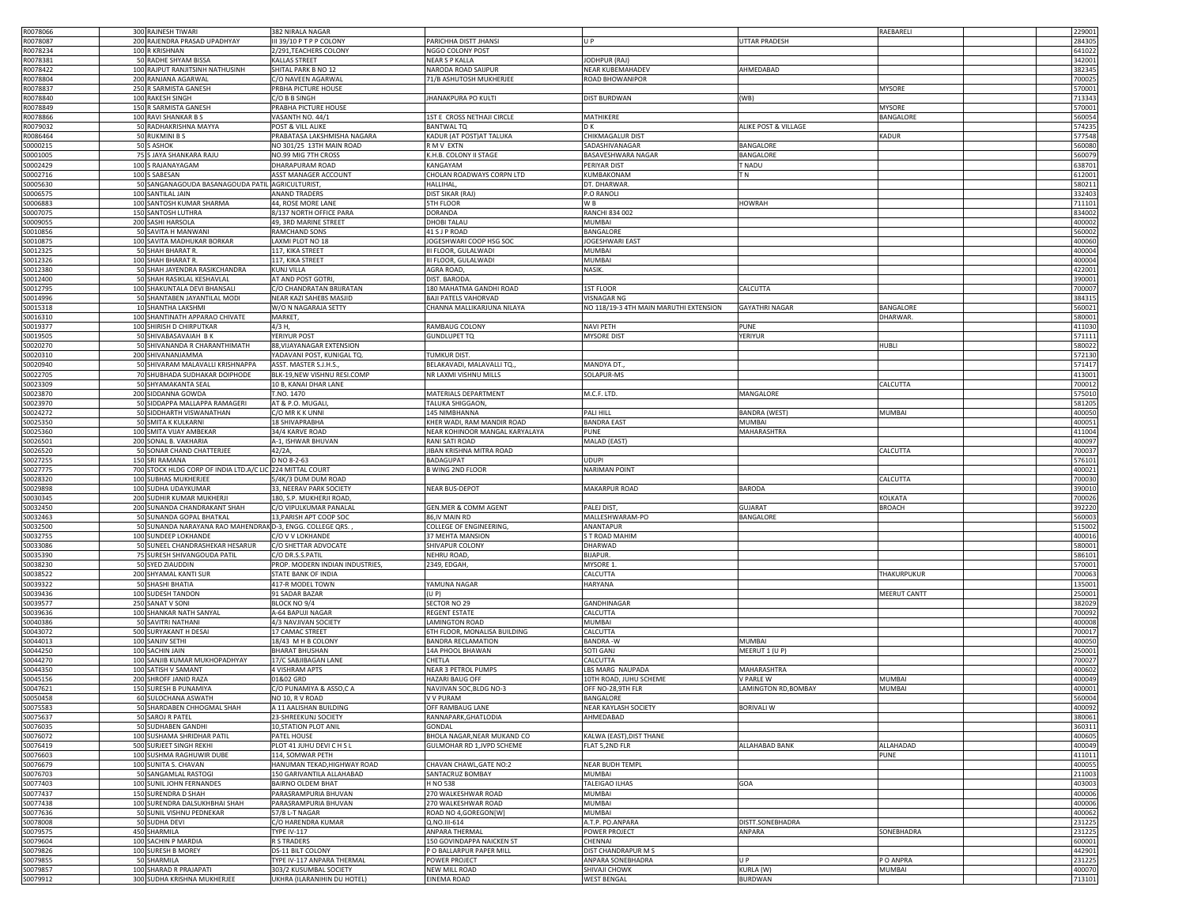| | | | | | | | | | |
|---|---|---|---|---|---|---|---|---|---|
| R0078066 | 300 | RAJNESH TIWARI | 382 NIRALA NAGAR | | | | RAEBARELI | | 229001 |
| R0078087 | 200 | RAJENDRA PRASAD UPADHYAY | III 39/10 P T P P COLONY | PARICHHA DISTT JHANSI | U P | UTTAR PRADESH | | | 284305 |
| R0078234 | 100 | R KRISHNAN | 2/291,TEACHERS COLONY | NGGO COLONY POST | | | | | 641022 |
| R0078381 | 50 | RADHE SHYAM BISSA | KALLAS STREET | NEAR S P KALLA | JODHPUR (RAJ) | | | | 342001 |
| R0078422 | 100 | RAJPUT RANJITSINH NATHUSINH | SHITAL PARK B NO 12 | NARODA ROAD SAIJPUR | NEAR KUBEMAHADEV | AHMEDABAD | | | 382345 |
| R0078804 | 200 | RANJANA AGARWAL | C/O NAVEEN AGARWAL | 71/B ASHUTOSH MUKHERJEE | ROAD BHOWANIPOR | | | | 700025 |
| R0078837 | 250 | R SARMISTA GANESH | PRBHA PICTURE HOUSE | | | | MYSORE | | 570001 |
| R0078840 | 100 | RAKESH SINGH | C/O B B SINGH | JHANAKPURA PO KULTI | DIST BURDWAN | (WB) | | | 713343 |
| R0078849 | 150 | R SARMISTA GANESH | PRABHA PICTURE HOUSE | | | | MYSORE | | 570001 |
| R0078866 | 100 | RAVI SHANKAR B S | VASANTH NO. 44/1 | 1ST E CROSS NETHAJI CIRCLE | MATHIKERE | | BANGALORE | | 560054 |
| R0079032 | 50 | RADHAKRISHNA MAYYA | POST & VILL ALIKE | BANTWAL TQ | D K | ALIKE POST & VILLAGE | | | 574235 |
| R0086464 | 50 | RUKMINI B S | PRABATASA LAKSHMISHA NAGARA | KADUR (AT POST)AT TALUKA | CHIKMAGALUR DIST | | KADUR | | 577548 |
| S0000215 | 50 | S ASHOK | NO 301/25 13TH MAIN ROAD | R M V EXTN | SADASHIVANAGAR | BANGALORE | | | 560080 |
| S0001005 | 75 | S JAYA SHANKARA RAJU | NO.99 MIG 7TH CROSS | K.H.B. COLONY II STAGE | BASAVESHWARA NAGAR | BANGALORE | | | 560079 |
| S0002429 | 100 | S RAJANAYAGAM | DHARAPURAM ROAD | KANGAYAM | PERIYAR DIST | T NADU | | | 638701 |
| S0002716 | 100 | S SABESAN | ASST MANAGER ACCOUNT | CHOLAN ROADWAYS CORPN LTD | KUMBAKONAM | T N | | | 612001 |
| S0005630 | 50 | SANGANAGOUDA BASANAGOUDA PATIL | AGRICULTURIST, | HALLIHAL, | DT. DHARWAR. | | | | 580211 |
| S0006575 | 100 | SANTILAL JAIN | ANAND TRADERS | DIST SIKAR (RAJ) | P.O RANOLI | | | | 332403 |
| S0006883 | 100 | SANTOSH KUMAR SHARMA | 44, ROSE MORE LANE | 5TH FLOOR | W B | HOWRAH | | | 711101 |
| S0007075 | 150 | SANTOSH LUTHRA | 8/137 NORTH OFFICE PARA | DORANDA | RANCHI 834 002 | | | | 834002 |
| S0009055 | 200 | SASHI HARSOLA | 49, 3RD MARINE STREET | DHOBI TALAU | MUMBAI | | | | 400002 |
| S0010856 | 50 | SAVITA H MANWANI | RAMCHAND SONS | 41 S J P ROAD | BANGALORE | | | | 560002 |
| S0010875 | 100 | SAVITA MADHUKAR BORKAR | LAXMI PLOT NO 18 | JOGESHWARI COOP HSG SOC | JOGESHWARI EAST | | | | 400060 |
| S0012325 | 50 | SHAH BHARAT R. | 117, KIKA STREET | III FLOOR, GULALWADI | MUMBAI | | | | 400004 |
| S0012326 | 100 | SHAH BHARAT R. | 117, KIKA STREET | III FLOOR, GULALWADI | MUMBAI | | | | 400004 |
| S0012380 | 50 | SHAH JAYENDRA RASIKCHANDRA | KUNJ VILLA | AGRA ROAD, | NASIK. | | | | 422001 |
| S0012400 | 50 | SHAH RASIKLAL KESHAVLAL | AT AND POST GOTRI, | DIST. BARODA. | | | | | 390001 |
| S0012795 | 100 | SHAKUNTALA DEVI BHANSALI | C/O CHANDRATAN BRIJRATAN | 180 MAHATMA GANDHI ROAD | 1ST FLOOR | CALCUTTA | | | 700007 |
| S0014996 | 50 | SHANTABEN JAYANTILAL MODI | NEAR KAZI SAHEBS MASJID | BAJI PATELS VAHORVAD | VISNAGAR NG | | | | 384315 |
| S0015318 | 10 | SHANTHA LAKSHMI | W/O N NAGARAJA SETTY | CHANNA MALLIKARJUNA NILAYA | NO 118/19-3 4TH MAIN MARUTHI EXTENSION | GAYATHRI NAGAR | BANGALORE | | 560021 |
| S0016310 | 100 | SHANTINATH APPARAO CHIVATE | MARKET, | | | | DHARWAR. | | 580001 |
| S0019377 | 100 | SHIRISH D CHIRPUTKAR | 4/3 H, | RAMBAUG COLONY | NAVI PETH | PUNE | | | 411030 |
| S0019505 | 50 | SHIVABASAVAIAH B K | YERIYUR POST | GUNDLUPET TQ | MYSORE DIST | YERIYUR | | | 571111 |
| S0020270 | 50 | SHIVANANDA R CHARANTHIMATH | 88,VIJAYANAGAR EXTENSION | | | | HUBLI | | 580022 |
| S0020310 | 200 | SHIVANANJAMMA | YADAVANI POST, KUNIGAL TQ. | TUMKUR DIST. | | | | | 572130 |
| S0020940 | 50 | SHIVARAM MALAVALLI KRISHNAPPA | ASST. MASTER S.J.H.S., | BELAKAVADI, MALAVALLI TQ., | MANDYA DT., | | | | 571417 |
| S0022705 | 70 | SHUBHADA SUDHAKAR DOIPHODE | BLK-19,NEW VISHNU RESI.COMP | NR LAXMI VISHNU MILLS | SOLAPUR-MS | | | | 413001 |
| S0023309 | 50 | SHYAMAKANTA SEAL | 10 B, KANAI DHAR LANE | | | | CALCUTTA | | 700012 |
| S0023870 | 200 | SIDDANNA GOWDA | T.NO. 1470 | MATERIALS DEPARTMENT | M.C.F. LTD. | MANGALORE | | | 575010 |
| S0023970 | 50 | SIDDAPPA MALLAPPA RAMAGERI | AT & P.O. MUGALI, | TALUKA SHIGGAON, | | | | | 581205 |
| S0024272 | 50 | SIDDHARTH VISWANATHAN | C/O MR K K UNNI | 145 NIMBHANNA | PALI HILL | BANDRA (WEST) | MUMBAI | | 400050 |
| S0025350 | 50 | SMITA K KULKARNI | 18 SHIVAPRABHA | KHER WADI, RAM MANDIR ROAD | BANDRA EAST | MUMBAI | | | 400051 |
| S0025360 | 100 | SMITA VIJAY AMBEKAR | 34/4 KARVE ROAD | NEAR KOHINOOR MANGAL KARYALAYA | PUNE | MAHARASHTRA | | | 411004 |
| S0026501 | 200 | SONAL B. VAKHARIA | A-1, ISHWAR BHUVAN | RANI SATI ROAD | MALAD (EAST) | | | | 400097 |
| S0026520 | 50 | SONAR CHAND CHATTERJEE | 42/2A, | JIBAN KRISHNA MITRA ROAD | | | CALCUTTA | | 700037 |
| S0027255 | 150 | SRI RAMANA | D NO 8-2-63 | BADAGUPAT | UDUPI | | | | 576101 |
| S0027775 | 700 | STOCK HLDG CORP OF INDIA LTD.A/C LIC | 224 MITTAL COURT | B WING 2ND FLOOR | NARIMAN POINT | | | | 400021 |
| S0028320 | 100 | SUBHAS MUKHERJEE | 5/4K/3 DUM DUM ROAD | | | | CALCUTTA | | 700030 |
| S0029898 | 100 | SUDHA UDAYKUMAR | 33, NEERAV PARK SOCIETY | NEAR BUS-DEPOT | MAKARPUR ROAD | BARODA | | | 390010 |
| S0030345 | 200 | SUDHIR KUMAR MUKHERJI | 180, S.P. MUKHERJI ROAD, | | | | KOLKATA | | 700026 |
| S0032450 | 200 | SUNANDA CHANDRAKANT SHAH | C/O VIPULKUMAR PANALAL | GEN.MER & COMM AGENT | PALEJ DIST, | GUJARAT | BROACH | | 392220 |
| S0032463 | 50 | SUNANDA GOPAL BHATKAL | 13,PARISH APT COOP SOC | 86,IV MAIN RD | MALLESHWARAM-PO | BANGALORE | | | 560003 |
| S0032500 | 50 | SUNANDA NARAYANA RAO MAHENDRAKAR | D-3, ENGG. COLLEGE QRS. , | COLLEGE OF ENGINEERING, | ANANTAPUR | | | | 515002 |
| S0032755 | 100 | SUNDEEP LOKHANDE | C/O V V LOKHANDE | 37 MEHTA MANSION | S T ROAD MAHIM | | | | 400016 |
| S0033086 | 50 | SUNEEL CHANDRASHEKAR HESARUR | C/O SHETTAR ADVOCATE | SHIVAPUR COLONY | DHARWAD | | | | 580001 |
| S0035390 | 75 | SURESH SHIVANGOUDA PATIL | C/O DR.S.S.PATIL | NEHRU ROAD, | BIJAPUR. | | | | 586101 |
| S0038230 | 50 | SYED ZIAUDDIN | PROP. MODERN INDIAN INDUSTRIES, | 2349, EDGAH, | MYSORE 1. | | | | 570001 |
| S0038522 | 200 | SHYAMAL KANTI SUR | STATE BANK OF INDIA | | CALCUTTA | | THAKURPUKUR | | 700063 |
| S0039322 | 50 | SHASHI BHATIA | 417-R MODEL TOWN | YAMUNA NAGAR | HARYANA | | | | 135001 |
| S0039436 | 100 | SUDESH TANDON | 91 SADAR BAZAR | (U P) | | | MEERUT CANTT | | 250001 |
| S0039577 | 250 | SANAT V SONI | BLOCK NO 9/4 | SECTOR NO 29 | GANDHINAGAR | | | | 382029 |
| S0039636 | 100 | SHANKAR NATH SANYAL | A-64 BAPUJI NAGAR | REGENT ESTATE | CALCUTTA | | | | 700092 |
| S0040386 | 50 | SAVITRI NATHANI | 4/3 NAVJIVAN SOCIETY | LAMINGTON ROAD | MUMBAI | | | | 400008 |
| S0043072 | 500 | SURYAKANT H DESAI | 17 CAMAC STREET | 6TH FLOOR, MONALISA BUILDING | CALCUTTA | | | | 700017 |
| S0044013 | 100 | SANJIV SETHI | 18/43 M H B COLONY | BANDRA RECLAMATION | BANDRA -W | MUMBAI | | | 400050 |
| S0044250 | 100 | SACHIN JAIN | BHARAT BHUSHAN | 14A PHOOL BHAWAN | SOTI GANJ | MEERUT 1 (U P) | | | 250001 |
| S0044270 | 100 | SANJIB KUMAR MUKHOPADHYAY | 17/C SABJIBAGAN LANE | CHETLA | CALCUTTA | | | | 700027 |
| S0044350 | 100 | SATISH V SAMANT | 4 VISHRAM APTS | NEAR 3 PETROL PUMPS | LBS MARG NAUPADA | MAHARASHTRA | | | 400602 |
| S0045156 | 200 | SHROFF JANID RAZA | 01&02 GRD | HAZARI BAUG OFF | 10TH ROAD, JUHU SCHEME | V PARLE W | MUMBAI | | 400049 |
| S0047621 | 150 | SURESH B PUNAMIYA | C/O PUNAMIYA & ASSO,C A | NAVJIVAN SOC,BLDG NO-3 | OFF NO-28,9TH FLR | LAMINGTON RD,BOMBAY | MUMBAI | | 400001 |
| S0050458 | 60 | SULOCHANA ASWATH | NO 10, R V ROAD | V V PURAM | BANGALORE | | | | 560004 |
| S0075583 | 50 | SHARDABEN CHHOGMAL SHAH | A 11 AALISHAN BUILDING | OFF RAMBAUG LANE | NEAR KAYLASH SOCIETY | BORIVALI W | | | 400092 |
| S0075637 | 50 | SAROJ R PATEL | 23-SHREEKUNJ SOCIETY | RANNAPARK,GHATLODIA | AHMEDABAD | | | | 380061 |
| S0076035 | 50 | SUDHABEN GANDHI | 10,STATION PLOT ANIL | GONDAL | | | | | 360311 |
| S0076072 | 100 | SUSHAMA SHRIDHAR PATIL | PATEL HOUSE | BHOLA NAGAR,NEAR MUKAND CO | KALWA (EAST),DIST THANE | | | | 400605 |
| S0076419 | 500 | SURJEET SINGH REKHI | PLOT 41 JUHU DEVI C H S L | GULMOHAR RD 1,JVPD SCHEME | FLAT 5,2ND FLR | ALLAHABAD BANK | ALLAHADAD | | 400049 |
| S0076603 | 100 | SUSHMA RAGHUWIR DUBE | 114, SOMWAR PETH | | | | PUNE | | 411011 |
| S0076679 | 100 | SUNITA S. CHAVAN | HANUMAN TEKAD,HIGHWAY ROAD | CHAVAN CHAWL,GATE NO:2 | NEAR BUDH TEMPL | | | | 400055 |
| S0076703 | 50 | SANGAMLAL RASTOGI | 150 GARIVANTILA ALLAHABAD | SANTACRUZ BOMBAY | MUMBAI | | | | 211003 |
| S0077403 | 100 | SUNIL JOHN FERNANDES | BAIRNO OLDEM BHAT | H NO 538 | TALEIGAO ILHAS | GOA | | | 403003 |
| S0077437 | 150 | SURENDRA D SHAH | PARASRAMPURIA BHUVAN | 270 WALKESHWAR ROAD | MUMBAI | | | | 400006 |
| S0077438 | 100 | SURENDRA DALSUKHBHAI SHAH | PARASRAMPURIA BHUVAN | 270 WALKESHWAR ROAD | MUMBAI | | | | 400006 |
| S0077636 | 50 | SUNIL VISHNU PEDNEKAR | 57/8 L-T NAGAR | ROAD NO 4,GOREGON[W] | MUMBAI | | | | 400062 |
| S0078008 | 50 | SUDHA DEVI | C/O HARENDRA KUMAR | Q.NO.III-614 | A.T.P. PO.ANPARA | DISTT.SONEBHADRA | | | 231225 |
| S0079575 | 450 | SHARMILA | TYPE IV-117 | ANPARA THERMAL | POWER PROJECT | ANPARA | SONEBHADRA | | 231225 |
| S0079604 | 100 | SACHIN P MARDIA | R S TRADERS | 150 GOVINDAPPA NAICKEN ST | CHENNAI | | | | 600001 |
| S0079826 | 100 | SURESH B MOREY | DS-11 BILT COLONY | P O BALLARPUR PAPER MILL | DIST CHANDRAPUR M S | | | | 442901 |
| S0079855 | 50 | SHARMILA | TYPE IV-117 ANPARA THERMAL | POWER PROJECT | ANPARA SONEBHADRA | U P | P O ANPRA | | 231225 |
| S0079857 | 100 | SHARAD R PRAJAPATI | 303/2 KUSUMBAL SOCIETY | NEW MILL ROAD | SHIVAJI CHOWK | KURLA (W) | MUMBAI | | 400070 |
| S0079912 | 300 | SUDHA KRISHNA MUKHERJEE | UKHRA (ILARANIHIN DU HOTEL) | EINEMA ROAD | WEST BENGAL | BURDWAN | | | 713101 |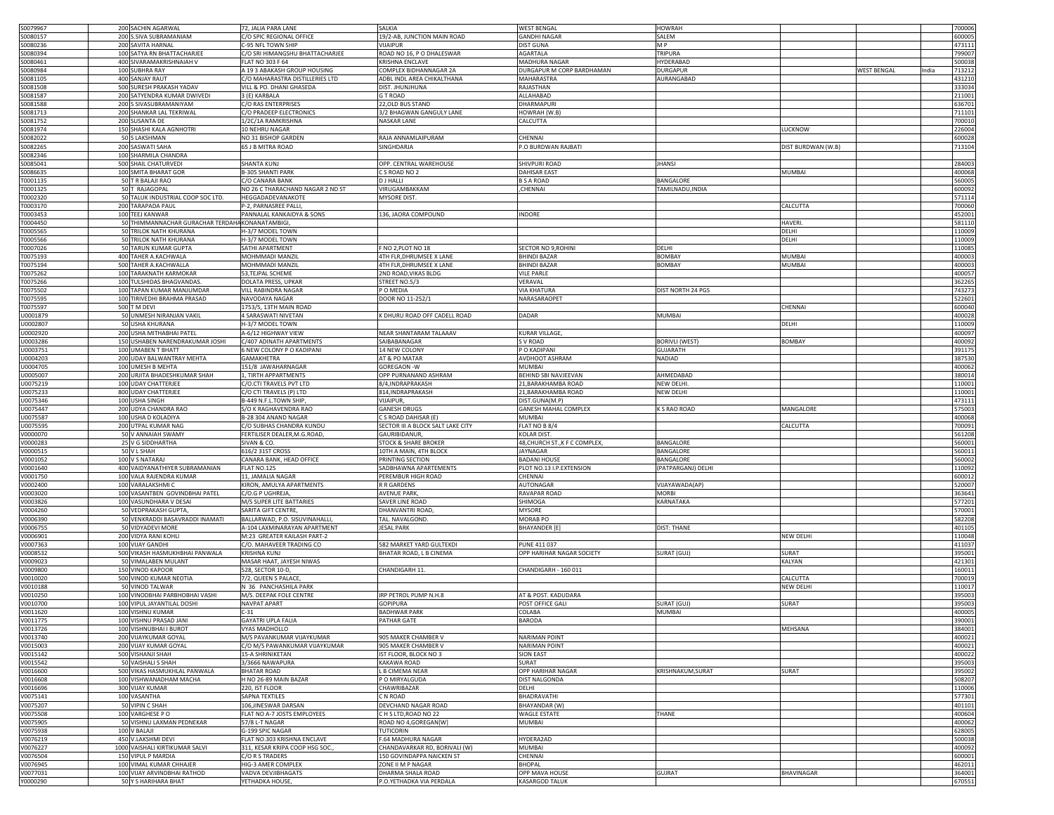| | | | | | | | | | | |
|---|---|---|---|---|---|---|---|---|---|---|
| S0079967 | 200 | SACHIN AGARWAL | 72, JALIA PARA LANE | SALKIA | WEST BENGAL | HOWRAH | | | | 700006 |
| S0080157 | 200 | S.SIVA SUBRAMANIAM | C/O SPIC REGIONAL OFFICE | 19/2-AB, JUNCTION MAIN ROAD | GANDHI NAGAR | SALEM | | | | 600005 |
| S0080236 | 200 | SAVITA HARNAL | C-95 NFL TOWN SHIP | VIJAIPUR | DIST GUNA | M P | | | | 473111 |
| S0080394 | 100 | SATYA RN BHATTACHARJEE | C/O SRI HIMANGSHU BHATTACHARJEE | ROAD NO 16, P O DHALESWAR | AGARTALA | TRIPURA | | | | 799007 |
| S0080461 | 400 | SIVARAMAKRISHNAIAH V | FLAT NO 303 F 64 | KRISHNA ENCLAVE | MADHURA NAGAR | HYDERABAD | | | | 500038 |
| S0080984 | 100 | SUBHRA RAY | A 19 3 ABAKASH GROUP HOUSING | COMPLEX BIDHANNAGAR 2A | DURGAPUR M CORP BARDHAMAN | DURGAPUR | | WEST BENGAL | India | 713212 |
| S0081105 | 400 | SANJAY RAUT | C/O MAHARASTRA DISTILLERIES LTD | ADBL INDL AREA CHIKALTHANA | MAHARASTRA | AURANGABAD | | | | 431210 |
| S0081508 | 500 | SURESH PRAKASH YADAV | VILL & PO. DHANI GHASEDA | DIST. JHUNJHUNA | RAJASTHAN | | | | | 333034 |
| S0081587 | 200 | SATYENDRA KUMAR DWIVEDI | 3 (E) KARBALA | G T ROAD | ALLAHABAD | | | | | 211001 |
| S0081588 | 200 | S SIVASUBRAMANIYAM | C/O RAS ENTERPRISES | 22,OLD BUS STAND | DHARMAPURI | | | | | 636701 |
| S0081713 | 200 | SHANKAR LAL TEKRIWAL | C/O PRADEEP ELECTRONICS | 3/2 BHAGWAN GANGULY LANE | HOWRAH (W.B) | | | | | 711101 |
| S0081752 | 200 | SUSANTA DE | 1/2C/1A RAMKRISHNA | NASKAR LANE | CALCUTTA | | | | | 700010 |
| S0081974 | 150 | SHASHI KALA AGNHOTRI | 10 NEHRU NAGAR | | | | LUCKNOW | | | 226004 |
| S0082022 | 50 | S LAKSHMAN | NO 31 BISHOP GARDEN | RAJA ANNAMLAIPURAM | CHENNAI | | | | | 600028 |
| S0082265 | 200 | SASWATI SAHA | 65 J B MITRA ROAD | SINGHDARJA | P.O BURDWAN RAJBATI | | DIST BURDWAN (W.B) | | | 713104 |
| S0082346 | 100 | SHARMILA CHANDRA | | | | | | | | |
| S0085041 | 500 | SHAIL CHATURVEDI | SHANTA KUNJ | OPP. CENTRAL WAREHOUSE | SHIVPURI ROAD | JHANSI | | | | 284003 |
| S0086635 | 100 | SMITA BHARAT GOR | B-305 SHANTI PARK | C S ROAD NO 2 | DAHISAR EAST | | MUMBAI | | | 400068 |
| T0001135 | 50 | T R BALAJI RAO | C/O CANARA BANK | D J HALLI | B S A ROAD | BANGALORE | | | | 560005 |
| T0001325 | 50 | T RAJAGOPAL | NO 26 C THARACHAND NAGAR 2 ND ST | VIRUGAMBAKKAM | ,CHENNAI | TAMILNADU,INDIA | | | | 600092 |
| T0002320 | 50 | TALUK INDUSTRIAL COOP SOC LTD. | HEGGADADEVANAKOTE | MYSORE DIST. | | | | | | 571114 |
| T0003170 | 200 | TARAPADA PAUL | P-2, PARNASREE PALLI, | | | | CALCUTTA | | | 700060 |
| T0003453 | 100 | TEEJ KANWAR | PANNALAL KANKAIDYA & SONS | 136, JAORA COMPOUND | INDORE | | | | | 452001 |
| T0004450 | 50 | THIMMANNACHAR GURACHAR TERDAHA | KONANATAMBIGI, | | | | HAVERI. | | | 581110 |
| T0005565 | 50 | TRILOK NATH KHURANA | H-3/7 MODEL TOWN | | | | DELHI | | | 110009 |
| T0005566 | 50 | TRILOK NATH KHURANA | H-3/7 MODEL TOWN | | | | DELHI | | | 110009 |
| T0007026 | 50 | TARUN KUMAR GUPTA | SATHI APARTMENT | F NO 2,PLOT NO 18 | SECTOR NO 9,ROHINI | DELHI | | | | 110085 |
| T0075193 | 400 | TAHER A.KACHWALA | MOHMMADI MANZIL | 4TH FLR,DHRUMSEE X LANE | BHINDI BAZAR | BOMBAY | MUMBAI | | | 400003 |
| T0075194 | 500 | TAHER A.KACHWALLA | MOHMMADI MANZIL | 4TH FLR,DHRUMSEE X LANE | BHINDI BAZAR | BOMBAY | MUMBAI | | | 400003 |
| T0075262 | 100 | TARAKNATH KARMOKAR | 53,TEJPAL SCHEME | 2ND ROAD,VIKAS BLDG | VILE PARLE | | | | | 400057 |
| T0075266 | 100 | TULSHIDAS BHAGVANDAS. | DOLATA PRESS, UPKAR | STREET NO.5/3 | VERAVAL | | | | | 362265 |
| T0075502 | 100 | TAPAN KUMAR MANJUMDAR | VILL RABINDRA NAGAR | P O MEDIA | VIA KHATURA | DIST NORTH 24 PGS | | | | 743273 |
| T0075595 | 100 | TIRIVEDHI BRAHMA PRASAD | NAVODAYA NAGAR | DOOR NO 11-252/1 | NARASARAOPET | | | | | 522601 |
| T0075597 | 500 | T M DEVI | 1753/5, 13TH MAIN ROAD | | | | CHENNAI | | | 600040 |
| U0001879 | 50 | UNMESH NIRANJAN VAKIL | 4 SARASWATI NIVETAN | K DHURU ROAD OFF CADELL ROAD | DADAR | MUMBAI | | | | 400028 |
| U0002807 | 50 | USHA KHURANA | H-3/7 MODEL TOWN | | | | DELHI | | | 110009 |
| U0002920 | 200 | USHA MITHABHAI PATEL | A-6/12 HIGHWAY VIEW | NEAR SHANTARAM TALAAAV | KURAR VILLAGE, | | | | | 400097 |
| U0003286 | 150 | USHABEN NARENDRAKUMAR JOSHI | C/407 ADINATH APPARTMENTS | SAIBABANAGAR | S V ROAD | BORIVLI (WEST) | BOMBAY | | | 400092 |
| U0003751 | 100 | UMABEN T BHATT | 6 NEW COLONY P O KADIPANI | 14 NEW COLONY | P O KADIPANI | GUJARATH | | | | 391175 |
| U0004203 | 200 | UDAY BALWANTRAY MEHTA | GAMAKHETRA | AT & PO MATAR | AVDHOOT ASHRAM | NADIAD | | | | 387530 |
| U0004705 | 100 | UMESH B MEHTA | 151/8 JAWAHARNAGAR | GOREGAON -W | MUMBAI | | | | | 400062 |
| U0005007 | 200 | URJITA BHADESHKUMAR SHAH | 1, TIRTH APPARTMENTS | OPP PURNANAND ASHRAM | BEHIND SBI NAVJEEVAN | AHMEDABAD | | | | 380014 |
| U0075219 | 100 | UDAY CHATTERJEE | C/O.CTI TRAVELS PVT LTD | 8/4,INDRAPRAKASH | 21,BARAKHAMBA ROAD | NEW DELHI. | | | | 110001 |
| U0075233 | 800 | UDAY CHATTERJEE | C/O CTI TRAVELS (P) LTD | 814,INDRAPRAKASH | 21,BARAKHAMBA ROAD | NEW DELHI | | | | 110001 |
| U0075346 | 100 | USHA SINGH | B-449 N.F.L.TOWN SHIP, | VIJAIPUR, | DIST.GUNA(M.P) | | | | | 473111 |
| U0075447 | 200 | UDYA CHANDRA RAO | S/O K RAGHAVENDRA RAO | GANESH DRUGS | GANESH MAHAL COMPLEX | K S RAO ROAD | MANGALORE | | | 575003 |
| U0075587 | 100 | USHA D KOLADIYA | B-28 304 ANAND NAGAR | C S ROAD DAHISAR (E) | MUMBAI | | | | | 400068 |
| U0075595 | 200 | UTPAL KUMAR NAG | C/O SUBHAS CHANDRA KUNDU | SECTOR III A BLOCK SALT LAKE CITY | FLAT NO B 8/4 | | CALCUTTA | | | 700091 |
| V0000070 | 50 | V ANNAIAH SWAMY | FERTILISER DEALER,M.G.ROAD, | GAURIBIDANUR, | KOLAR DIST. | | | | | 561208 |
| V0000283 | 25 | V G SIDDHARTHA | SIVAN & CO. | STOCK & SHARE BROKER | 48,CHURCH ST.,K F C COMPLEX, | BANGALORE | | | | 560001 |
| V0000515 | 50 | V L SHAH | 616/2 31ST CROSS | 10TH A MAIN, 4TH BLOCK | JAYNAGAR | BANGALORE | | | | 560011 |
| V0001052 | 100 | V S NATARAJ | CANARA BANK, HEAD OFFICE | PRINTING SECTION | BADANI HOUSE | BANGALORE | | | | 560002 |
| V0001640 | 400 | VAIDYANATHIYER SUBRAMANIAN | FLAT NO.125 | SADBHAWNA APARTEMENTS | PLOT NO.13 I.P.EXTENSION | (PATPARGANJ) DELHI | | | | 110092 |
| V0001750 | 100 | VALA RAJENDRA KUMAR | 11, JAMALIA NAGAR | PEREMBUR HIGH ROAD | CHENNAI | | | | | 600012 |
| V0002400 | 100 | VARALAKSHMI C | KIRON, AMULYA APARTMENTS | R R GARDENS | AUTONAGAR | VIJAYAWADA(AP) | | | | 520007 |
| V0003020 | 100 | VASANTBEN GOVINDBHAI PATEL | C/O.G P UGHREJA, | AVENUE PARK, | RAVAPAR ROAD | MORBI | | | | 363641 |
| V0003826 | 100 | VASUNDHARA V DESAI | M/S SUPER LITE BATTARIES | SAVER LINE ROAD | SHIMOGA | KARNATAKA | | | | 577201 |
| V0004260 | 50 | VEDPRAKASH GUPTA, | SARITA GIFT CENTRE, | DHANVANTRI ROAD, | MYSORE | | | | | 570001 |
| V0006390 | 50 | VENKRADDI BASAVRADDI INAMATI | BALLARWAD, P.O. SISUVINAHALLI, | TAL. NAVALGOND. | MORAB PO | | | | | 582208 |
| V0006755 | 50 | VIDYADEVI MORE | A-104 LAXMINARAYAN APARTMENT | JESAL PARK | BHAYANDER [E] | DIST: THANE | | | | 401105 |
| V0006901 | 200 | VIDYA RANI KOHLI | M:23 GREATER KAILASH PART-2 | | | | NEW DELHI | | | 110048 |
| V0007363 | 100 | VIJAY GANDHI | C/O. MAHAVEER TRADING CO | 582 MARKET YARD GULTEKDI | PUNE 411 037 | | | | | 411037 |
| V0008532 | 500 | VIKASH HASMUKHBHAI PANWALA | KRISHNA KUNJ | BHATAR ROAD, L B CINEMA | OPP HARIHAR NAGAR SOCIETY | SURAT (GUJ) | SURAT | | | 395001 |
| V0009023 | 50 | VIMALABEN MULANT | MASAR HAAT, JAYESH NIWAS | | | | KALYAN | | | 421301 |
| V0009800 | 150 | VINOD KAPOOR | 528, SECTOR 10-D, | CHANDIGARH 11. | CHANDIGARH - 160 011 | | | | | 160011 |
| V0010020 | 500 | VINOD KUMAR NEOTIA | 7/2, QUEEN S PALACE, | | | | CALCUTTA | | | 700019 |
| V0010188 | 50 | VINOD TALWAR | N 36 PANCHASHILA PARK | | | | NEW DELHI | | | 110017 |
| V0010250 | 100 | VINODBHAI PARBHOBHAI VASHI | M/S. DEEPAK FOLE CENTRE | IRP PETROL PUMP N.H.8 | AT & POST. KADUDARA | | | | | 395003 |
| V0010700 | 100 | VIPUL JAYANTILAL DOSHI | NAVPAT APART | GOPIPURA | POST OFFICE GALI | SURAT (GUJ) | SURAT | | | 395003 |
| V0011620 | 100 | VISHNU KUMAR | C-31 | BADHWAR PARK | COLABA | MUMBAI | | | | 400005 |
| V0011775 | 100 | VISHNU PRASAD JANI | GAYATRI UPLA FALIA | PATHAR GATE | BARODA | | | | | 390001 |
| V0013726 | 100 | VISHNUBHAI I BUROT | VYAS MADHOLLO | | | | MEHSANA | | | 384001 |
| V0013740 | 200 | VIJAYKUMAR GOYAL | M/S PAVANKUMAR VIJAYKUMAR | 905 MAKER CHAMBER V | NARIMAN POINT | | | | | 400021 |
| V0015003 | 200 | VIJAY KUMAR GOYAL | C/O M/S PAWANKUMAR VIJAYKUMAR | 905 MAKER CHAMBER V | NARIMAN POINT | | | | | 400021 |
| V0015142 | 500 | VISHANJI SHAH | 15-A SHRINIKETAN | IST FLOOR, BLOCK NO 3 | SION EAST | | | | | 400022 |
| V0015542 | 50 | VAISHALI S SHAH | 3/3666 NAWAPURA | KAKAWA ROAD | SURAT | | | | | 395003 |
| V0016600 | 500 | VIKAS HASMUKHLAL PANWALA | BHATAR ROAD | L B CIMEMA NEAR | OPP HARIHAR NAGAR | KRISHNAKUM,SURAT | SURAT | | | 395002 |
| V0016608 | 100 | VISHWANADHAM MACHA | H NO 26-89 MAIN BAZAR | P O MIRYALGUDA | DIST NALGONDA | | | | | 508207 |
| V0016696 | 300 | VIJAY KUMAR | 220, IST FLOOR | CHAWRIBAZAR | DELHI | | | | | 110006 |
| V0075141 | 100 | VASANTHA | SAPNA TEXTILES | C N ROAD | BHADRAVATHI | | | | | 577301 |
| V0075207 | 50 | VIPIN C SHAH | 106,JINESWAR DARSAN | DEVCHAND NAGAR ROAD | BHAYANDAR (W) | | | | | 401101 |
| V0075508 | 100 | VARGHESE P O | FLAT NO A-7 JOSTS EMPLOYEES | C H S LTD,ROAD NO 22 | WAGLE ESTATE | THANE | | | | 400604 |
| V0075905 | 50 | VISHNU LAXMAN PEDNEKAR | 57/8 L-T NAGAR | ROAD NO 4,GOREGAN[W] | MUMBAI | | | | | 400062 |
| V0075938 | 100 | V BALAJI | G-199 SPIC NAGAR | TUTICORIN | | | | | | 628005 |
| V0076219 | 450 | V.LAKSHMI DEVI | FLAT NO.303 KRISHNA ENCLAVE | F.64 MADHURA NAGAR | HYDERA2AD | | | | | 500038 |
| V0076227 | 1000 | VAISHALI KIRTIKUMAR SALVI | 311, KESAR KRIPA COOP HSG SOC., | CHANDAVARKAR RD, BORIVALI (W) | MUMBAI | | | | | 400092 |
| V0076504 | 150 | VIPUL P MARDIA | C/O R S TRADERS | 150 GOVINDAPPA NAICKEN ST | CHENNAI | | | | | 600001 |
| V0076945 | 100 | VIMAL KUMAR CHHAJER | HIG-3 AMER COMPLEX | ZONE II M P NAGAR | BHOPAL | | | | | 462011 |
| V0077031 | 100 | VIJAY ARVINDBHAI RATHOD | VADVA DEVJIBHAGATS | DHARMA SHALA ROAD | OPP MAVA HOUSE | GUJRAT | BHAVINAGAR | | | 364001 |
| Y0000290 | 50 | Y S HARIHARA BHAT | YETHADKA HOUSE, | P.O.YETHADKA VIA PERDALA | KASARGOD TALUK | | | | | 670551 |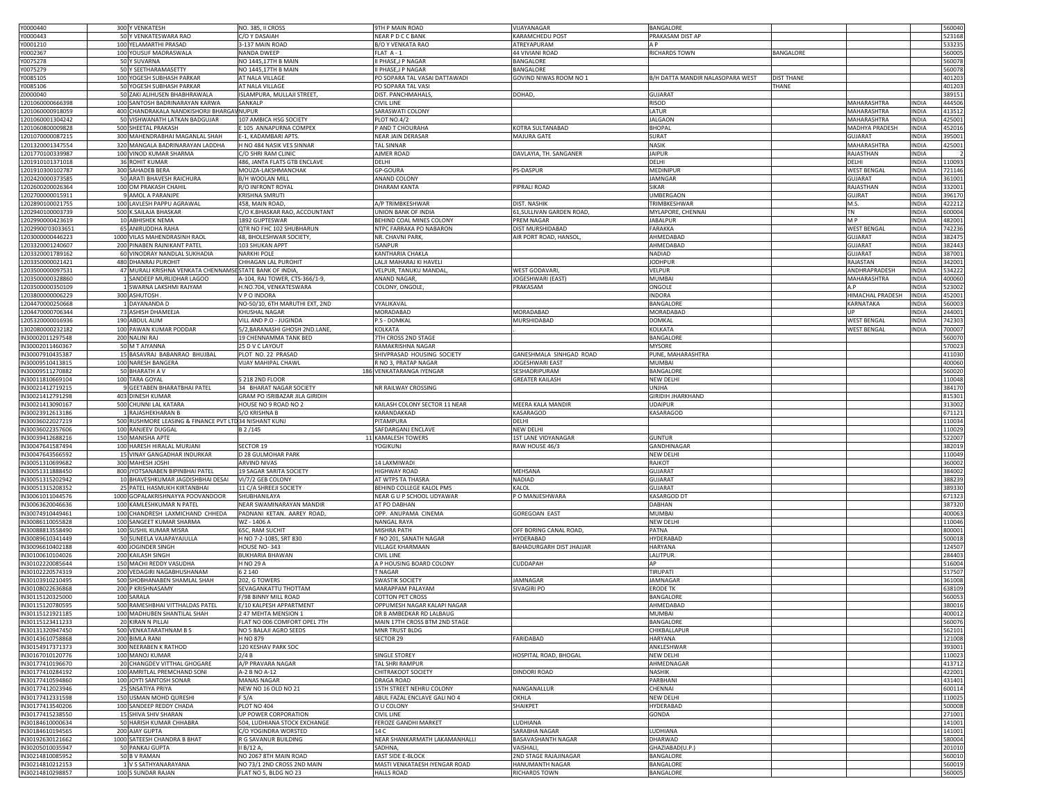| | | | | | | | | | | |
|---|---|---|---|---|---|---|---|---|---|---|
| Y0000440 | 300 | Y VENKATESH | NO. 385, II CROSS | 9TH P MAIN ROAD | VIJAYANAGAR | BANGALORE | | | | 560040 |
| Y0000443 | 50 | Y VENKATESWARA RAO | C/O Y DASAIAH | NEAR P D C C BANK | KARAMCHEDU POST | PRAKASAM DIST AP | | | | 523168 |
| Y0001210 | 100 | YELAMARTHI PRASAD | 3-137 MAIN ROAD | B/O Y VENKATA RAO | ATREYAPURAM | A P | | | | 533235 |
| Y0002367 | 100 | YOUSUF MADRASWALA | NANDA DWEEP | FLAT A - 1 | 44 VIVIANI ROAD | RICHARDS TOWN | BANGALORE | | | 560005 |
| Y0075278 | 50 | Y SUVARNA | NO 1445,17TH B MAIN | II PHASE,J P NAGAR | BANGALORE | | | | | 560078 |
| Y0075279 | 50 | Y SEETHARAMASETTY | NO 1445,17TH B MAIN | II PHASE,J P NAGAR | BANGALORE | | | | | 560078 |
| Y0085105 | 100 | YOGESH SUBHASH PARKAR | AT NALA VILLAGE | PO SOPARA TAL VASAI DATTAWADI | GOVIND NIWAS ROOM NO 1 | B/H DATTA MANDIR NALASOPARA WEST | DIST THANE | | | 401203 |
| Y0085106 | 50 | YOGESH SUBHASH PARKAR | AT NALA VILLAGE | PO SOPARA TAL VASI | | | THANE | | | 401203 |
| Z0000040 | 50 | ZAKI ALIHUSEN BHABHRAWALA | ISLAMPURA, MULLAJI STREET, | DIST. PANCHMAHALS, | DOHAD, | GUJARAT | | | | 389151 |
| 1201060000666398 | 100 | SANTOSH BADRINARAYAN KARWA | SANKALP | CIVIL LINE | | RISOD | | MAHARASHTRA | INDIA | 444506 |
| 1201060000918059 | 400 | CHANDRAKALA NANDKISHORJI BHARGAVA | NUPUR | SARASWATI COLONY | | LATUR | | MAHARASHTRA | INDIA | 413512 |
| 1201060001304242 | 50 | VISHWANATH LATKAN BADGUJAR | 107 AMBICA HSG SOCIETY | PLOT NO.4/2 | | JALGAON | | MAHARASHTRA | INDIA | 425001 |
| 1201060800009828 | 500 | SHEETAL PRAKASH | E 105 ANNAPURNA COMPEX | P AND T CHOURAHA | KOTRA SULTANABAD | BHOPAL | | MADHYA PRADESH | INDIA | 452016 |
| 1201070000087215 | 300 | MAHENDRABHAI MAGANLAL SHAH | E-1, KADAMBARI APTS. | NEAR JAIN DERASAR | MAJURA GATE | SURAT | | GUJARAT | INDIA | 395001 |
| 1201320001347554 | 320 | MANGALA BADRINARAYAN LADDHA | H NO 484 NASIK VES SINNAR | TAL SINNAR | | NASIK | | MAHARASHTRA | INDIA | 425001 |
| 1201770100339987 | 100 | VINOD KUMAR SHARMA | C/O SHRI RAM CLINIC | AJMER ROAD | DAVLAYIA, TH. SANGANER | JAIPUR | | RAJASTHAN | INDIA | 2 |
| 1201910101371018 | 36 | ROHIT KUMAR | 486, JANTA FLATS GTB ENCLAVE | DELHI | | DELHI | | DELHI | INDIA | 110093 |
| 1201910300102787 | 300 | SAHADEB BERA | MOUZA-LAKSHMANCHAK | GP-GOURA | PS-DASPUR | MEDINIPUR | | WEST BENGAL | INDIA | 721146 |
| 1202420000373585 | 50 | ARATI BHAVESH RAICHURA | B/H WOOLAN MILL | ANAND COLONY | | JAMNGAR | | GUJARAT | INDIA | 361001 |
| 1202600200026364 | 100 | OM PRAKASH CHAHIL | R/O INFRONT ROYAL | DHARAM KANTA | PIPRALI ROAD | SIKAR | | RAJASTHAN | INDIA | 332001 |
| 1202700000015911 | 9 | AMOL A PARANJPE | KRISHNA SMRUTI | | | UMBERGAON | | GUJRAT | INDIA | 396170 |
| 1202890100021755 | 100 | LAVLESH PAPPU AGRAWAL | 458, MAIN ROAD, | A/P TRIMBKESHWAR | DIST. NASHIK | TRIMBKESHWAR | | M.S. | INDIA | 422212 |
| 1202940100003739 | 500 | K.SAILAJA BHASKAR | C/O K.BHASKAR RAO, ACCOUNTANT | UNION BANK OF INDIA | 61,SULLIVAN GARDEN ROAD, | MYLAPORE, CHENNAI | | TN | INDIA | 600004 |
| 1202990000423619 | 10 | ABHISHEK NEMA | 1892 GUPTESWAR | BEHIND COAL MINES COLONY | PREM NAGAR | JABALPUR | | M P | INDIA | 482001 |
| 12029900'03033651 | 65 | ANIRUDDHA RAHA | QTR NO FHC 102 SHUBHARUN | NTPC FARRAKA PO NABARON | DIST MURSHIDABAD | FARAKKA | | WEST BENGAL | INDIA | 742236 |
| 1203000000446223 | 1000 | VILAS MAHENDRASINH RAOL | 48, BHOLESHWAR SOCIETY, | NR. CHAVNI PARK, | AIR PORT ROAD, HANSOL, | AHMEDABAD | | GUJARAT | INDIA | 382475 |
| 1203320001240607 | 200 | PINABEN RAJNIKANT PATEL | 103 SHUKAN APPT | ISANPUR | | AHMEDABAD | | GUJARAT | INDIA | 382443 |
| 1203320001789162 | 60 | VINODRAY NANDLAL SUKHADIA | NARKHI POLE | KANTHARIA CHAKLA | | NADIAD | | GUJARAT | INDIA | 387001 |
| 1203350000021421 | 480 | DHANRAJ PUROHIT | CHHAGAN LAL PUROHIT | LALJI MAHARAJ KI HAVELI | | JODHPUR | | RAJASTAN | INDIA | 342001 |
| 1203500000097531 | 47 | MURALI KRISHNA VENKATA CHENNAMSETTY | STATE BANK OF INDIA, | VELPUR, TANUKU MANDAL, | WEST GODAVARI, | VELPUR | | ANDHRAPRADESH | INDIA | 534222 |
| 1203500000328860 | 1 | SANDEEP MURLIDHAR LAGOO | A-104, RAJ TOWER, CTS-366/1-9, | ANAND NAGAR, | JOGESHWARI (EAST) | MUMBAI | | MAHARASHTRA | INDIA | 400060 |
| 1203500000350109 | 1 | SWARNA LAKSHMI RAJYAM | H.NO.704, VENKATESWARA | COLONY, ONGOLE, | PRAKASAM | ONGOLE | | A.P | INDIA | 523002 |
| 1203800000006229 | 300 | ASHUTOSH . | V P O INDORA | | | INDORA | | HIMACHAL PRADESH | INDIA | 452001 |
| 1204470000250668 | 1 | DAYANANDA D | NO-50/10, 6TH MARUTHI EXT, 2ND | VYALIKAVAL | | BANGALORE | | KARNATAKA | INDIA | 560003 |
| 1204470000706344 | 73 | ASHISH DHAMEEJA | KHUSHAL NAGAR | MORADABAD | MORADABAD | MORADABAD | | UP | INDIA | 244001 |
| 1205320000016936 | 190 | ABDUL ALIM | VILL AND P.O - JUGINDA | P.S - DOMKAL | MURSHIDABAD | DOMKAL | | WEST BENGAL | INDIA | 742303 |
| 1302080000232182 | 100 | PAWAN KUMAR PODDAR | 5/2,BARANASHI GHOSH 2ND.LANE, | KOLKATA | . | KOLKATA | | WEST BENGAL | INDIA | 700007 |
| IN30002011297548 | 200 | NALINI RAJ | 19 CHENNAMMA TANK BED | 7TH CROSS 2ND STAGE | | BANGALORE | | | | 560070 |
| IN30002011460367 | 50 | M T AIYANNA | 25 D V C LAYOUT | RAMAKRISHNA NAGAR | | MYSORE | | | | 570023 |
| IN30007910435387 | 15 | BASAVRAJ BABANRAO BHUJBAL | PLOT NO. 22 PRASAD | SHIVPRASAD HOUSING SOCIETY | GANESHMALA SINHGAD ROAD | PUNE, MAHARASHTRA | | | | 411030 |
| IN30009510413815 | 100 | NARESH BANGERA | VIJAY MAHIPAL CHAWL | R NO 3, PRATAP NAGAR | JOGESHWARI EAST | MUMBAI | | | | 400060 |
| IN30009511270882 | 50 | BHARATH A V | 186 | VENKATARANGA IYENGAR | SESHADRIPURAM | BANGALORE | | | | 560020 |
| IN30011810669104 | 100 | TARA GOYAL | S 218 2ND FLOOR | | GREATER KAILASH | NEW DELHI | | | | 110048 |
| IN30021412719215 | 9 | GEETABEN BHARATBHAI PATEL | 34 BHARAT NAGAR SOCIETY | NR RAILWAY CROSSING | | UNJHA | | | | 384170 |
| IN30021412791298 | 403 | DINESH KUMAR | GRAM PO ISRIBAZAR JILA GIRIDIH | | | GIRIDIH JHARKHAND | | | | 815301 |
| IN30021413090167 | 500 | CHUNNI LAL KATARA | HOUSE NO 9 ROAD NO 2 | KAILASH COLONY SECTOR 11 NEAR | MEERA KALA MANDIR | UDAIPUR | | | | 313002 |
| IN30023912613186 | 1 | RAJASHEKHARAN B | S/O KRISHNA B | KARANDAKKAD | KASARAGOD | KASARAGOD | | | | 671121 |
| IN30036022027219 | 500 | RUSHMORE LEASING & FINANCE PVT LTD | 34 NISHANT KUNJ | PITAMPURA | DELHI | | | | | 110034 |
| IN30036022357606 | 100 | RANJEEV DUGGAL | B 2 /145 | SAFDARGANJ ENCLAVE | NEW DELHI | | | | | 110029 |
| IN30039412688216 | 150 | MANISHA APTE | 11 | KAMALESH TOWERS | 1ST LANE VIDYANAGAR | GUNTUR | | | | 522007 |
| IN30047641587494 | 100 | HARESH HIRALAL MURJANI | SECTOR 19 | YOGIKUNJ | RAW HOUSE 46/3 | GANDHINAGAR | | | | 382019 |
| IN30047643566592 | 15 | VINAY GANGADHAR INDURKAR | D 28 GULMOHAR PARK | | | NEW DELHI | | | | 110049 |
| IN30051310699682 | 300 | MAHESH JOSHI | ARVIND NIVAS | 14 LAXMIWADI | | RAJKOT | | | | 360002 |
| IN30051311888450 | 800 | JYOTSANABEN BIPINBHAI PATEL | 19 SAGAR SARITA SOCIETY | HIGHWAY ROAD | MEHSANA | GUJARAT | | | | 384002 |
| IN30051315202942 | 10 | BHAVESHKUMAR JAGDISHBHAI DESAI | VI/7/2 GEB COLONY | AT WTPS TA THASRA | NADIAD | GUJARAT | | | | 388239 |
| IN30051315208352 | 25 | PATEL HASMUKH KIRTANBHAI | 11 C/A SHREEJI SOCIETY | BEHIND COLLEGE KALOL PMS | KALOL | GUJARAT | | | | 389330 |
| IN30061011044576 | 1000 | GOPALAKRISHNAYYA POOVANDOOR | SHUBHANILAYA | NEAR G U P SCHOOL UDYAWAR | P O MANJESHWARA | KASARGOD DT | | | | 671323 |
| IN30063620046636 | 100 | KAMLESHKUMAR N PATEL | NEAR SWAMINARAYAN MANDIR | AT PO DABHAN | | DABHAN | | | | 387320 |
| IN30074910449461 | 100 | CHANDRESH LAXMICHAND CHHEDA | PADNANI KETAN. AAREY ROAD, | OPP. ANUPAMA CINEMA | GOREGOAN EAST | MUMBAI | | | | 400063 |
| IN30086110055828 | 100 | SANGEET KUMAR SHARMA | WZ - 1406 A | NANGAL RAYA | | NEW DELHI | | | | 110046 |
| IN30088813558490 | 100 | SUSHIL KUMAR MISRA | 65C, RAM SUCHIT | MISHRA PATH | OFF BORING CANAL ROAD, | PATNA | | | | 800001 |
| IN30089610341449 | 50 | SUNEELA VAJAPAYAJULLA | H NO 7-2-1085, SRT 830 | F NO 201, SANATH NAGAR | HYDERABAD | HYDERABAD | | | | 500018 |
| IN30096610402188 | 400 | JOGINDER SINGH | HOUSE NO- 343 | VILLAGE KHARMAAN | BAHADURGARH DIST JHAJJAR | HARYANA | | | | 124507 |
| IN30100610104026 | 200 | KAILASH SINGH | BUKHARIA BHAWAN | CIVIL LINE | | LALITPUR. | | | | 284403 |
| IN30102220085644 | 150 | MACHI REDDY VASUDHA | H NO 29 A | A P HOUSING BOARD COLONY | CUDDAPAH | AP | | | | 516004 |
| IN30102220574319 | 200 | VEDAGIRI NAGABHUSHANAM | 6 2 140 | T NAGAR | | TIRUPATI | | | | 517507 |
| IN30103910210495 | 500 | SHOBHANABEN SHAMLAL SHAH | 202, G TOWERS | SWASTIK SOCIETY | JAMNAGAR | JAMNAGAR | | | | 361008 |
| IN30108022636868 | 200 | P KRISHNASAMY | SEVAGANKATTU THOTTAM | MARAPPAM PALAYAM | SIVAGIRI PO | ERODE TK | | | | 638109 |
| IN30115120325000 | 100 | SARALA | F/98 BINNY MILL ROAD | COTTON PET CROSS | | BANGALORE | | | | 560053 |
| IN30115120780595 | 500 | RAMESHBHAI VITTHALDAS PATEL | E/10 KALPESH APPARTMENT | OPPUMESH NAGAR KALAPI NAGAR | | AHMEDABAD | | | | 380016 |
| IN30115121921185 | 100 | MADHUBEN SHANTILAL SHAH | 2 47 MEHTA MENSION 1 | DR B AMBEDKAR RD LALBAUG | | MUMBAI | | | | 400012 |
| IN30115123411233 | 20 | KIRAN N PILLAI | FLAT NO 006 COMFORT OPEL 7TH | MAIN 17TH CROSS BTM 2ND STAGE | | BANGALORE | | | | 560076 |
| IN30113132094745O | 500 | VENKATARATHNAM B S | NO 5 BALAJI AGRO SEEDS | MNR TRUST BLDG | | CHIKBALLAPUR | | | | 562101 |
| IN30143610758868 | 200 | BIMLA RANI | H NO 879 | SECTOR 29 | FARIDABAD | HARYANA | | | | 121008 |
| IN30154917371373 | 300 | NEERABEN K RATHOD | 120 KESHAV PARK SOC | | | ANKLESHWAR | | | | 393001 |
| IN30167010120776 | 100 | MANOJ KUMAR | 2/4 B | SINGLE STOREY | HOSPITAL ROAD, BHOGAL | NEW DELHI | | | | 110023 |
| IN30177410196670 | 20 | CHANGDEV VITTHAL GHOGARE | A/P PRAVARA NAGAR | TAL SHRI RAMPUR | | AHMEDNAGAR | | | | 413712 |
| IN30177410284192 | 100 | AMRITLAL PREMCHAND SONI | A-2 B NO A-12 | CHITRAKOOT SOCIETY | DINDORI ROAD | NASHIK | | | | 422001 |
| IN30177410594860 | 100 | JOYTI SANTOSH SONAR | MANAS NAGAR | DRAGA ROAD | | PARBHANI | | | | 431401 |
| IN30177412023946 | 25 | SNSATIYA PRIYA | NEW NO 16 OLD NO 21 | 15TH STREET NEHRU COLONY | NANGANALLUR | CHENNAI | | | | 600114 |
| IN30177412331598 | 150 | USMAN MOHD QURESHI | F 5/A | ABUL FAZAL ENCLAVE GALI NO 4 | OKHLA | NEW DELHI | | | | 110025 |
| IN30177413540206 | 100 | SANDEEP REDDY CHADA | PLOT NO 404 | O U COLONY | SHAIKPET | HYDERABAD | | | | 500008 |
| IN30177415238550 | 15 | SHIVA SHIV SHARAN | UP POWER CORPORATION | CIVIL LINE | | GONDA | | | | 271001 |
| IN30184610000634 | 50 | HARISH KUMAR CHHABRA | 504, LUDHIANA STOCK EXCHANGE | FEROZE GANDHI MARKET | LUDHIANA | | | | | 141001 |
| IN30184610194565 | 200 | AJAY GUPTA | C/O YOGINDRA WORSTED | 14 C | SARABHA NAGAR | LUDHIANA | | | | 141001 |
| IN30192630121662 | 1000 | SATEESH CHANDRA B BHAT | R G SAVANUR BUILDING | NEAR SHANKARMATH LAKAMANHALLI | BASAVASHANTH NAGAR | DHARWAD | | | | 580004 |
| IN30205010035947 | 50 | PANKAJ GUPTA | II B/12 A, | SADHNA, | VAISHALI, | GHAZIABAD(U.P.) | | | | 201010 |
| IN30214810085952 | 50 | B V RAMAN | NO 2067 8TH MAIN ROAD | EAST SIDE E-BLOCK | 2ND STAGE RAJAJINAGAR | BANGALORE | | | | 560010 |
| IN30214810212153 | 1 | V S SATHYANARAYANA | NO 73/1 2ND CROSS 2ND MAIN | MASTI VENKATAESH IYENGAR ROAD | HANUMANTH NAGAR | BANGALORE | | | | 560019 |
| IN30214810298857 | 100 | S SUNDAR RAJAN | FLAT NO 5, BLDG NO 23 | HALLS ROAD | RICHARDS TOWN | BANGALORE | | | | 560005 |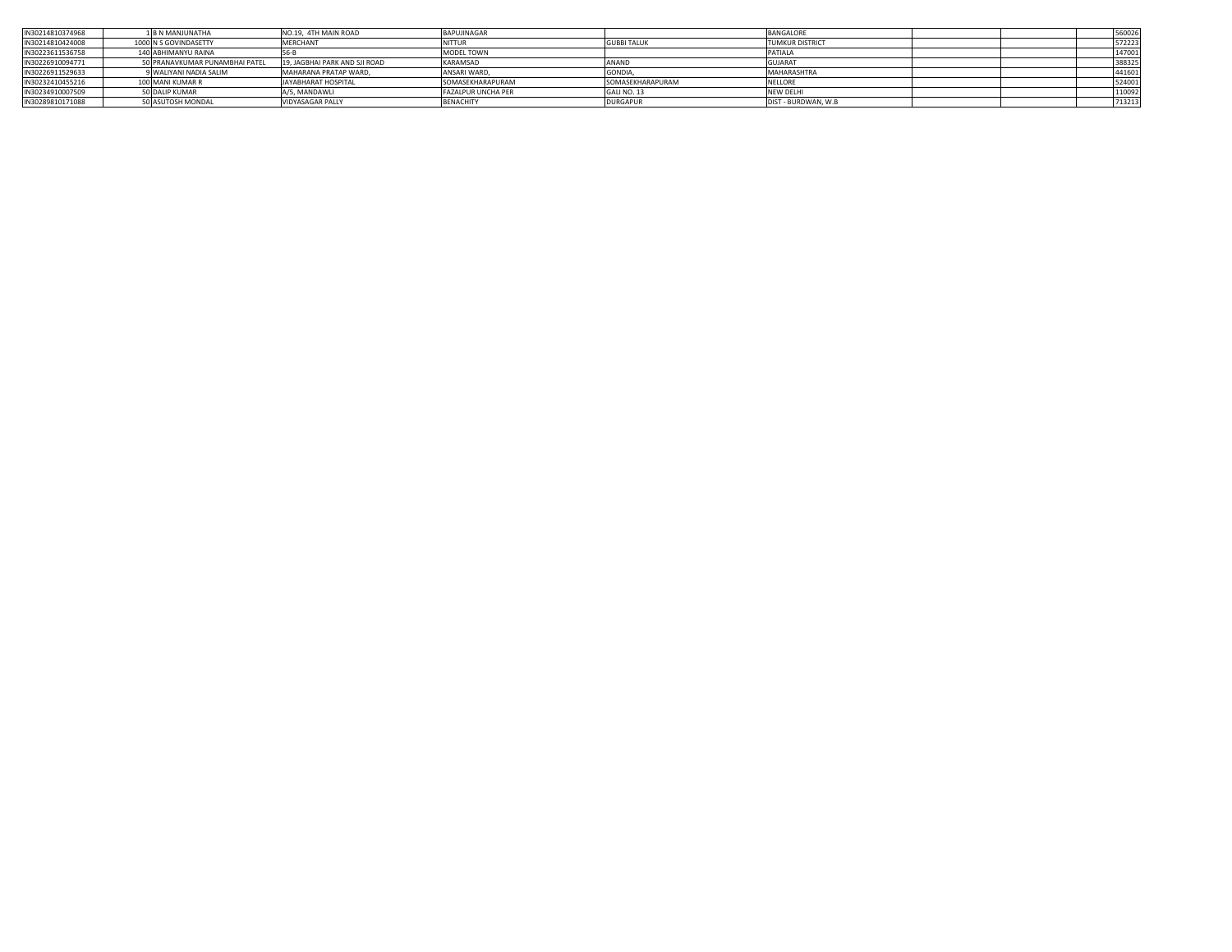| | | | | | | | | | |
|---|---|---|---|---|---|---|---|---|---|
| IN30214810374968 | 1 | B N MANJUNATHA | NO.19, 4TH MAIN ROAD | BAPUJINAGAR | | BANGALORE | | | 560026 |
| IN30214810424008 | 1000 | N S GOVINDASETTY | MERCHANT | NITTUR | GUBBI TALUK | TUMKUR DISTRICT | | | 572223 |
| IN30223611536758 | 140 | ABHIMANYU RAINA | 56-B | MODEL TOWN | | PATIALA | | | 147001 |
| IN30226910094771 | 50 | PRANAVKUMAR PUNAMBHAI PATEL | 19, JAGBHAI PARK AND SJI ROAD | KARAMSAD | ANAND | GUJARAT | | | 388325 |
| IN30226911529633 | 9 | WALIYANI NADIA SALIM | MAHARANA PRATAP WARD, | ANSARI WARD, | GONDIA, | MAHARASHTRA | | | 441601 |
| IN30232410455216 | 100 | MANI KUMAR R | JAYABHARAT HOSPITAL | SOMASEKHARAPURAM | SOMASEKHARAPURAM | NELLORE | | | 524001 |
| IN30234910007509 | 50 | DALIP KUMAR | A/5, MANDAWLI | FAZALPUR UNCHA PER | GALI NO. 13 | NEW DELHI | | | 110092 |
| IN30289810171088 | 50 | ASUTOSH MONDAL | VIDYASAGAR PALLY | BENACHITY | DURGAPUR | DIST - BURDWAN, W.B | | | 713213 |